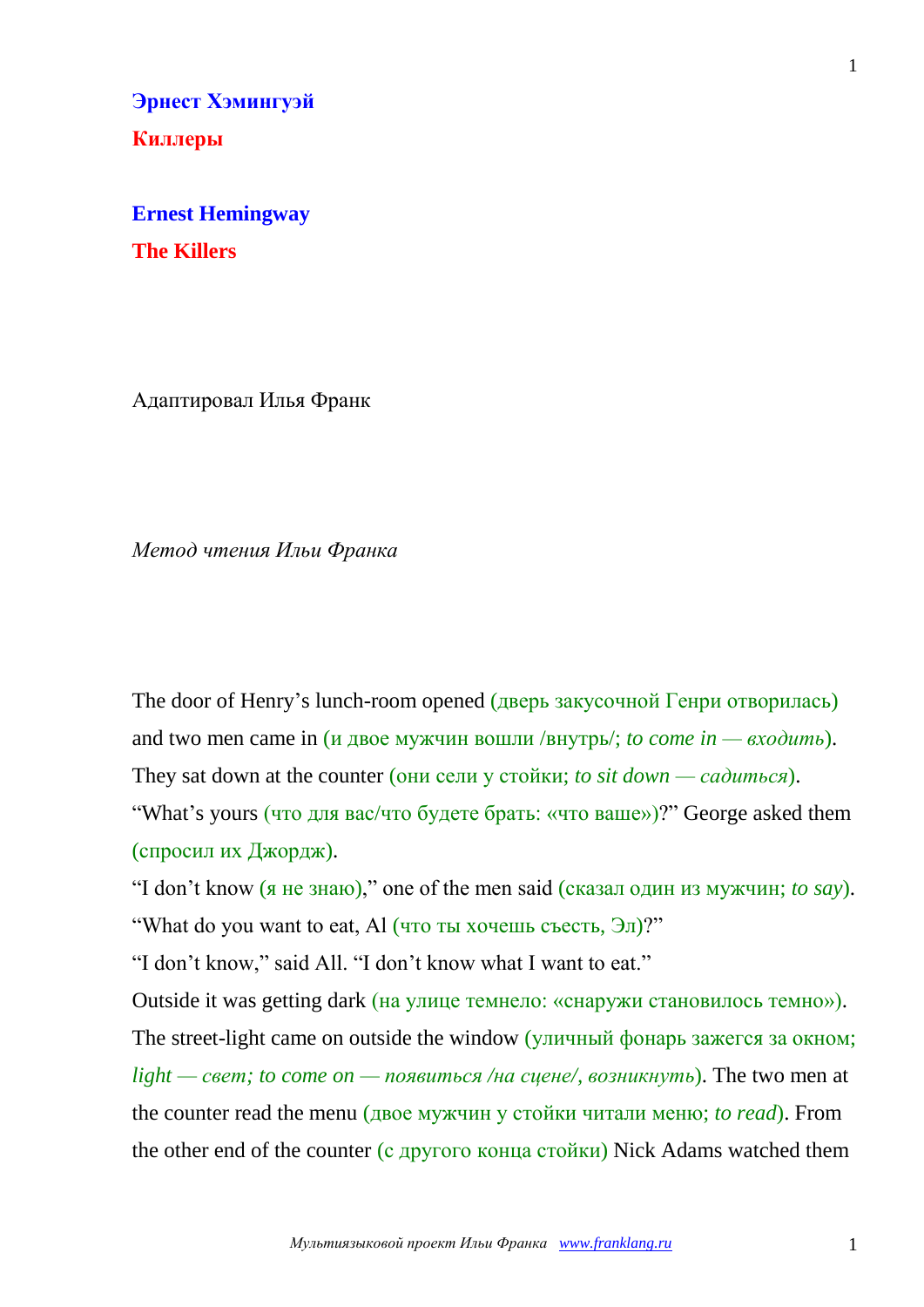**Эрнест Хэмингуэй**

**Киллеры**

**Ernest Hemingway**

**The Killers**

Адаптировал Илья Франк

*Метод чтения Ильи Франка*

The door of Henry’s lunch-room opened (дверь закусочной Генри отворилась) and two men came in (и двое мужчин вошли /внутрь/; *to come in — входить*). They sat down at the counter (они сели у стойки; *to sit down — садиться*). “What’s yours (что для вас/что будете брать: «что ваше»)?” George asked them (спросил их Джордж).

“I don’t know (я не знаю),” one of the men said (сказал один из мужчин; *to say*). “What do you want to eat, Al (что ты хочешь съесть, Эл)?”

“I don’t know,” said All. “I don’t know what I want to eat.”

Outside it was getting dark (на улице темнело: «снаружи становилось темно»). The street-light came on outside the window (уличный фонарь зажегся за окном; *light — свет; to come on — появиться /на сцене/, возникнуть*). The two men at the counter read the menu (двое мужчин у стойки читали меню; *to read*). From the other end of the counter (с другого конца стойки) Nick Adams watched them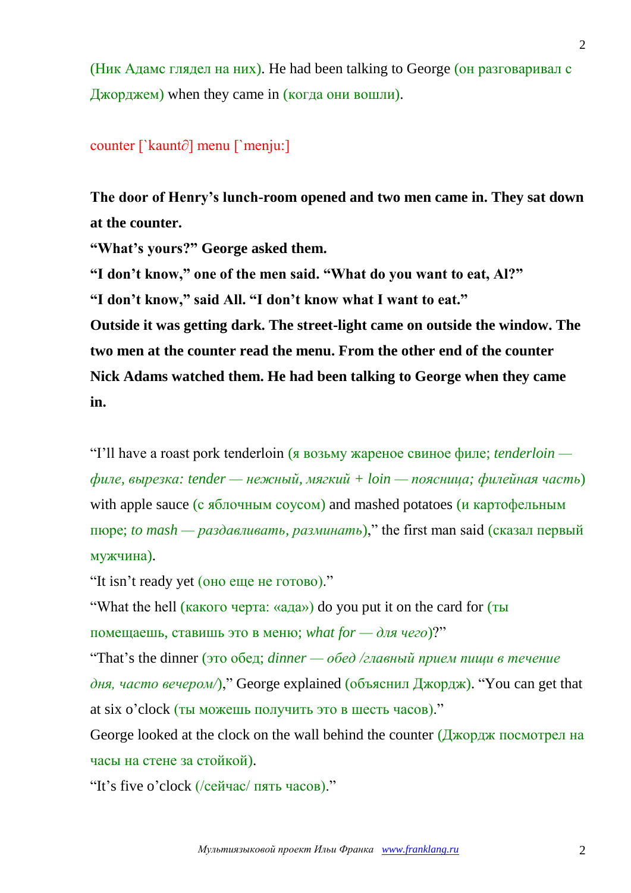(Ник Адамс глядел на них). He had been talking to George (он разговаривал с Джорджем) when they came in (когда они вошли).

counter [`kaunt∂] menu [`menju:]

**The door of Henry's lunch-room opened and two men came in. They sat down at the counter.**
**"What's yours?" George asked them.**
**"I don't know," one of the men said. "What do you want to eat, Al?"**
**"I don't know," said All. "I don't know what I want to eat."**
**Outside it was getting dark. The street-light came on outside the window. The two men at the counter read the menu. From the other end of the counter Nick Adams watched them. He had been talking to George when they came in.**

"I'll have a roast pork tenderloin (я возьму жареное свиное филе; *tenderloin — филе, вырезка: tender — нежный, мягкий + loin — поясница; филейная часть*) with apple sauce (с яблочным соусом) and mashed potatoes (и картофельным пюре; *to mash — раздавливать, разминать*)," the first man said (сказал первый мужчина).
"It isn't ready yet (оно еще не готово)."
"What the hell (какого черта: «ада») do you put it on the card for (ты помещаешь, ставишь это в меню; *what for — для чего*)?"
"That's the dinner (это обед; *dinner — обед /главный прием пищи в течение дня, часто вечером/*)," George explained (объяснил Джордж). "You can get that at six o'clock (ты можешь получить это в шесть часов)."
George looked at the clock on the wall behind the counter (Джордж посмотрел на часы на стене за стойкой).
"It's five o'clock (/сейчас/ пять часов)."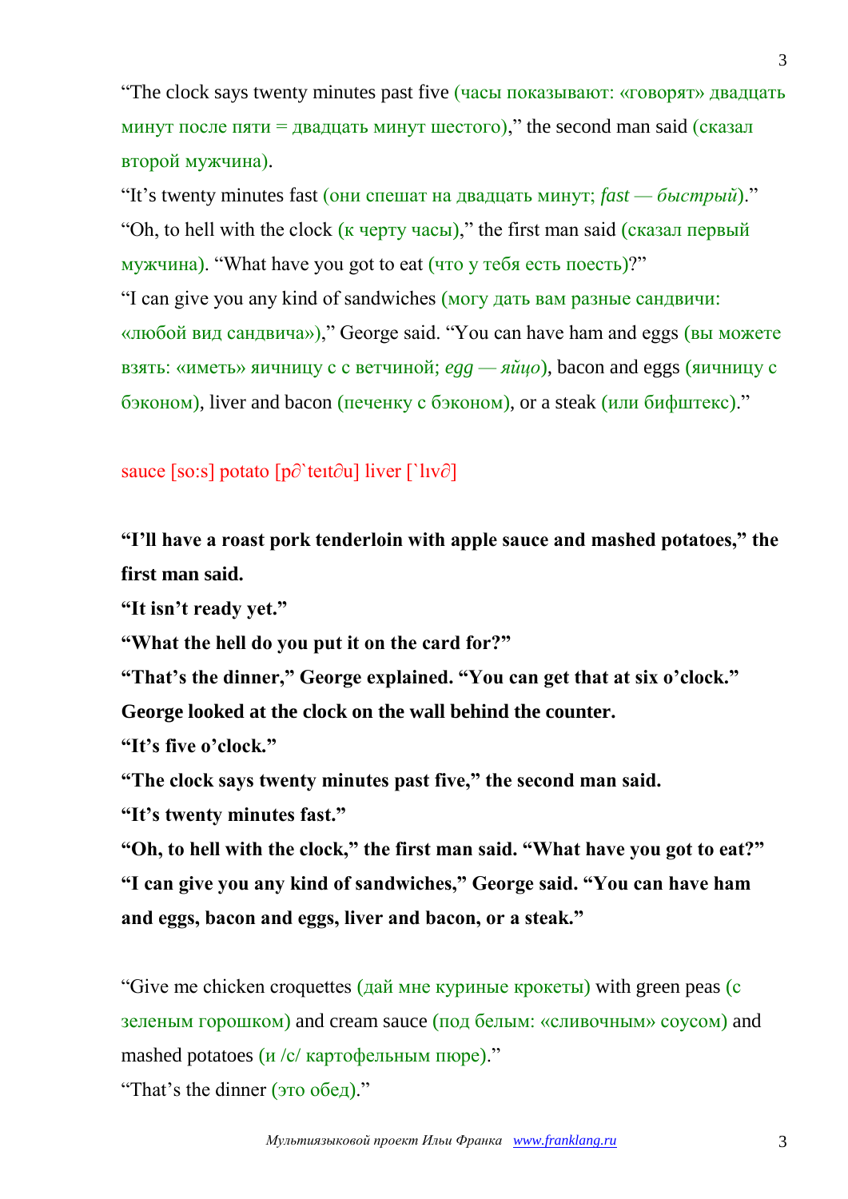"The clock says twenty minutes past five (часы показывают: «говорят» двадцать минут после пяти = двадцать минут шестого)," the second man said (сказал второй мужчина).

"It's twenty minutes fast (они спешат на двадцать минут; *fast — быстрый*)."

"Oh, to hell with the clock (к черту часы)," the first man said (сказал первый мужчина). "What have you got to eat (что у тебя есть поесть)?"

"I can give you any kind of sandwiches (могу дать вам разные сандвичи: «любой вид сандвича»)," George said. "You can have ham and eggs (вы можете взять: «иметь» яичницу с с ветчиной; *egg — яйцо*), bacon and eggs (яичницу с бэконом), liver and bacon (печенку с бэконом), or a steak (или бифштекс)."

sauce [so:s] potato [p∂`teıt∂u] liver [`lıv∂]

**"I'll have a roast pork tenderloin with apple sauce and mashed potatoes," the first man said.**

**"It isn't ready yet."**

**"What the hell do you put it on the card for?"**

**"That's the dinner," George explained. "You can get that at six o'clock."**

**George looked at the clock on the wall behind the counter.**

**"It's five o'clock."**

**"The clock says twenty minutes past five," the second man said.**

**"It's twenty minutes fast."**

**"Oh, to hell with the clock," the first man said. "What have you got to eat?"**

**"I can give you any kind of sandwiches," George said. "You can have ham and eggs, bacon and eggs, liver and bacon, or a steak."**

"Give me chicken croquettes (дай мне куриные крокеты) with green peas (с зеленым горошком) and cream sauce (под белым: «сливочным» соусом) and mashed potatoes (и /с/ картофельным пюре)."

"That's the dinner (это обед)."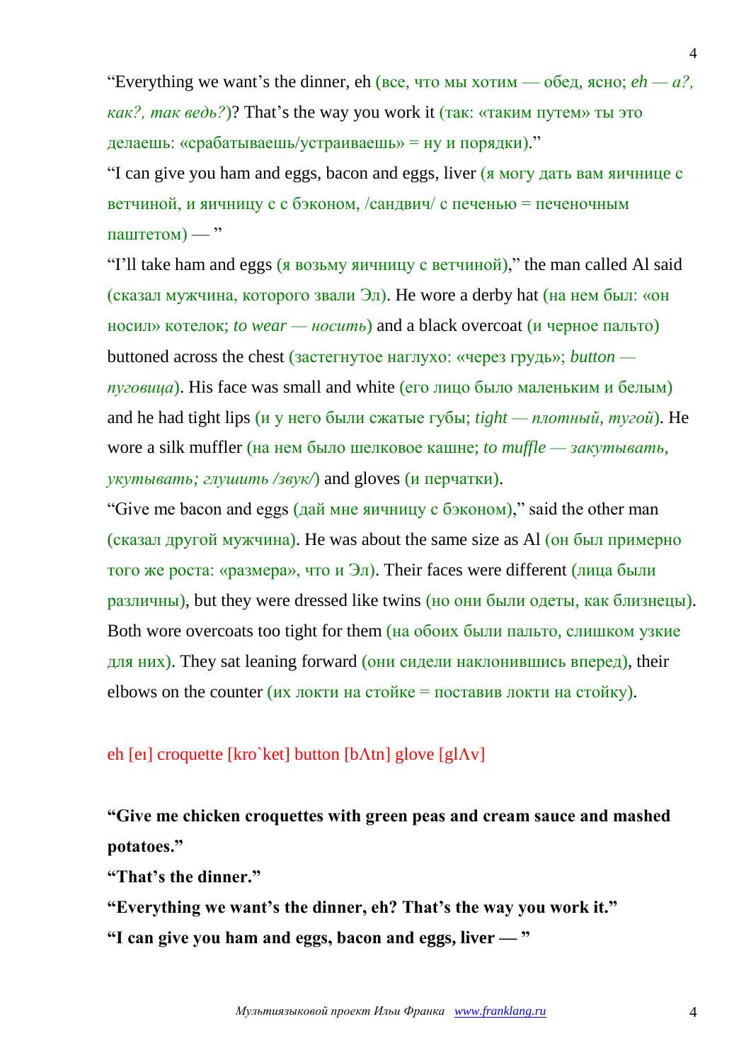“Everything we want’s the dinner, eh (все, что мы хотим — обед, ясно; *eh — а?, как?, так ведь?*)? That’s the way you work it (так: «таким путем» ты это делаешь: «срабатываешь/устраиваешь» = ну и порядки).”

“I can give you ham and eggs, bacon and eggs, liver (я могу дать вам яичнице с ветчиной, и яичницу с с бэконом, /сандвич/ с печенью = печеночным паштетом) — ”

“I’ll take ham and eggs (я возьму яичницу с ветчиной),” the man called Al said (сказал мужчина, которого звали Эл). He wore a derby hat (на нем был: «он носил» котелок; *to wear — носить*) and a black overcoat (и черное пальто) buttoned across the chest (застегнутое наглухо: «через грудь»; *button — пуговица*). His face was small and white (его лицо было маленьким и белым) and he had tight lips (и у него были сжатые губы; *tight — плотный, тугой*). He wore a silk muffler (на нем было шелковое кашне; *to muffle — закутывать, укутывать; глушить /звук/*) and gloves (и перчатки).

“Give me bacon and eggs (дай мне яичницу с бэконом),” said the other man (сказал другой мужчина). He was about the same size as Al (он был примерно того же роста: «размера», что и Эл). Their faces were different (лица были различны), but they were dressed like twins (но они были одеты, как близнецы). Both wore overcoats too tight for them (на обоих были пальто, слишком узкие для них). They sat leaning forward (они сидели наклонившись вперед), their elbows on the counter (их локти на стойке = поставив локти на стойку).

eh [eı] croquette [kro`ket] button [bΛtn] glove [glΛv]

**“Give me chicken croquettes with green peas and cream sauce and mashed potatoes.”**

**“That’s the dinner.”**

**“Everything we want’s the dinner, eh? That’s the way you work it.”**

**“I can give you ham and eggs, bacon and eggs, liver — ”**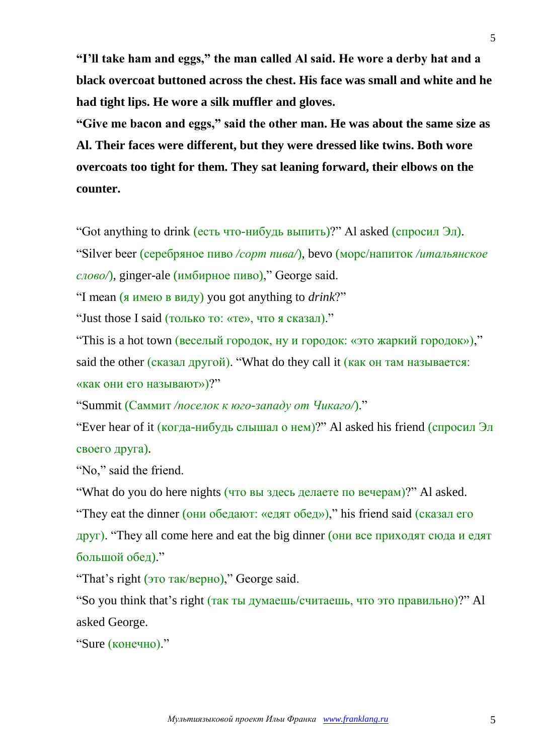**“I’ll take ham and eggs,” the man called Al said. He wore a derby hat and a black overcoat buttoned across the chest. His face was small and white and he had tight lips. He wore a silk muffler and gloves.**

**“Give me bacon and eggs,” said the other man. He was about the same size as Al. Their faces were different, but they were dressed like twins. Both wore overcoats too tight for them. They sat leaning forward, their elbows on the counter.**

“Got anything to drink (есть что-нибудь выпить)?” Al asked (спросил Эл).

“Silver beer (серебряное пиво */сорт пива/*), bevo (морс/напиток */итальянское слово/*), ginger-ale (имбирное пиво),” George said.

“I mean (я имею в виду) you got anything to *drink*?”

“Just those I said (только то: «те», что я сказал).”

“This is a hot town (веселый городок, ну и городок: «это жаркий городок»),” said the other (сказал другой). “What do they call it (как он там называется: «как они его называют»)?”

“Summit (Саммит */поселок к юго-западу от Чикаго/*).”

“Ever hear of it (когда-нибудь слышал о нем)?” Al asked his friend (спросил Эл своего друга).

“No,” said the friend.

“What do you do here nights (что вы здесь делаете по вечерам)?” Al asked.

“They eat the dinner (они обедают: «едят обед»),” his friend said (сказал его друг). “They all come here and eat the big dinner (они все приходят сюда и едят большой обед).”

“That’s right (это так/верно),” George said.

“So you think that’s right (так ты думаешь/считаешь, что это правильно)?” Al asked George.

“Sure (конечно).”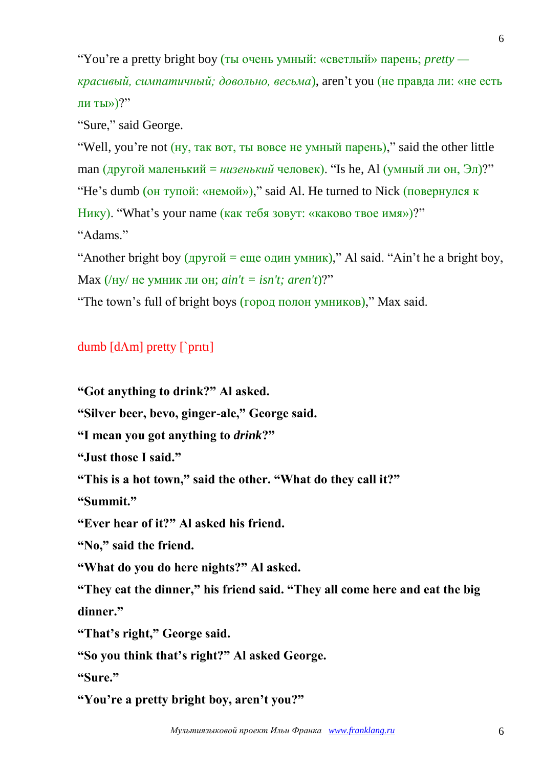“You’re a pretty bright boy (ты очень умный: «светлый» парень; *pretty — красивый, симпатичный; довольно, весьма*), aren’t you (не правда ли: «не есть ли ты»)?”

“Sure,” said George.

“Well, you’re not (ну, так вот, ты вовсе не умный парень),” said the other little man (другой маленький = *низенький* человек). “Is he, Al (умный ли он, Эл)?”

“He’s dumb (он тупой: «немой»),” said Al. He turned to Nick (повернулся к Нику). “What’s your name (как тебя зовут: «каково твое имя»)?”

“Adams.”

“Another bright boy (другой = еще один умник),” Al said. “Ain’t he a bright boy, Max (/ну/ не умник ли он; *ain't = isn't; aren't*)?”

“The town’s full of bright boys (город полон умников),” Max said.

dumb [dΛm] pretty [`prıtı]

**“Got anything to drink?” Al asked.**

**“Silver beer, bevo, ginger-ale,” George said.**

**“I mean you got anything to *drink*?”**

**“Just those I said.”**

**“This is a hot town,” said the other. “What do they call it?”**

**“Summit.”**

**“Ever hear of it?” Al asked his friend.**

**“No,” said the friend.**

**“What do you do here nights?” Al asked.**

**“They eat the dinner,” his friend said. “They all come here and eat the big dinner.”**

**“That’s right,” George said.**

**“So you think that’s right?” Al asked George.**

**“Sure.”**

**“You’re a pretty bright boy, aren’t you?”**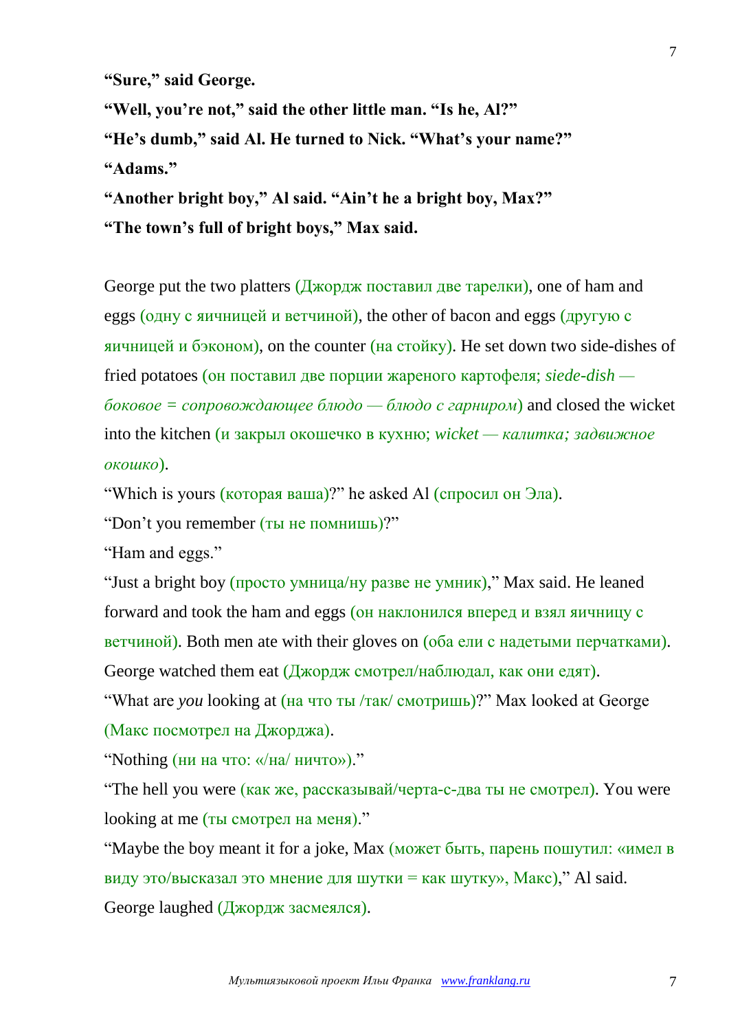**“Sure,” said George.**

**“Well, you’re not,” said the other little man. “Is he, Al?”**

**“He’s dumb,” said Al. He turned to Nick. “What’s your name?”**

**“Adams.”**

**“Another bright boy,” Al said. “Ain’t he a bright boy, Max?”**

**“The town’s full of bright boys,” Max said.**

George put the two platters (Джордж поставил две тарелки), one of ham and eggs (одну с яичницей и ветчиной), the other of bacon and eggs (другую с яичницей и бэконом), on the counter (на стойку). He set down two side-dishes of fried potatoes (он поставил две порции жареного картофеля; *siede-dish — боковое = сопровождающее блюдо — блюдо с гарниром*) and closed the wicket into the kitchen (и закрыл окошечко в кухню; *wicket — калитка; задвижное окошко*).

“Which is yours (которая ваша)?” he asked Al (спросил он Эла).

“Don’t you remember (ты не помнишь)?”

“Ham and eggs.”

“Just a bright boy (просто умница/ну разве не умник),” Max said. He leaned forward and took the ham and eggs (он наклонился вперед и взял яичницу с ветчиной). Both men ate with their gloves on (оба ели с надетыми перчатками). George watched them eat (Джордж смотрел/наблюдал, как они едят).

“What are *you* looking at (на что ты /так/ смотришь)?” Max looked at George (Макс посмотрел на Джорджа).

“Nothing (ни на что: «/на/ ничто»).”

“The hell you were (как же, рассказывай/черта-с-два ты не смотрел). You were looking at me (ты смотрел на меня).”

“Maybe the boy meant it for a joke, Max (может быть, парень пошутил: «имел в виду это/высказал это мнение для шутки = как шутку», Макс),” Al said.

George laughed (Джордж засмеялся).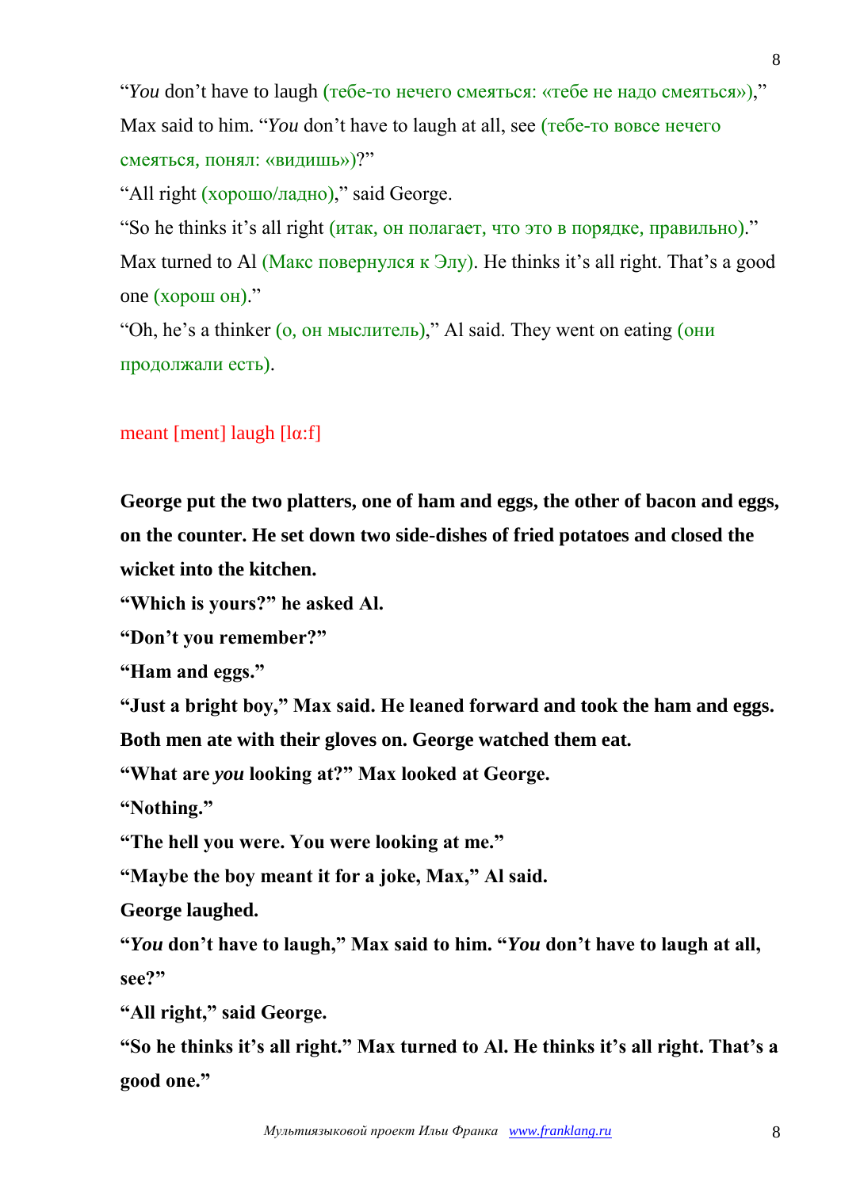"*You* don't have to laugh (тебе-то нечего смеяться: «тебе не надо смеяться»)," Max said to him. "*You* don't have to laugh at all, see (тебе-то вовсе нечего смеяться, понял: «видишь»)?"

"All right (хорошо/ладно)," said George.

"So he thinks it's all right (итак, он полагает, что это в порядке, правильно)." Max turned to Al (Макс повернулся к Элу). He thinks it's all right. That's a good one (хорош он)."

"Oh, he's a thinker (о, он мыслитель)," Al said. They went on eating (они продолжали есть).

meant [ment] laugh [lɑ:f]

**George put the two platters, one of ham and eggs, the other of bacon and eggs, on the counter. He set down two side-dishes of fried potatoes and closed the wicket into the kitchen.**

**"Which is yours?" he asked Al.**

**"Don't you remember?"**

**"Ham and eggs."**

**"Just a bright boy," Max said. He leaned forward and took the ham and eggs. Both men ate with their gloves on. George watched them eat.**

**"What are *you* looking at?" Max looked at George.**

**"Nothing."**

**"The hell you were. You were looking at me."**

**"Maybe the boy meant it for a joke, Max," Al said.**

**George laughed.**

**"*You* don't have to laugh," Max said to him. "*You* don't have to laugh at all, see?"**

**"All right," said George.**

**"So he thinks it's all right." Max turned to Al. He thinks it's all right. That's a good one."**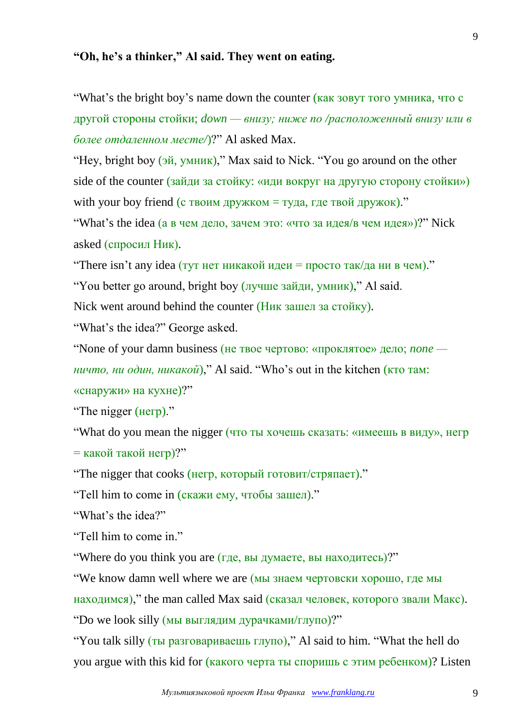**“Oh, he’s a thinker,” Al said. They went on eating.**

“What’s the bright boy’s name down the counter (как зовут того умника, что с другой стороны стойки; *down — внизу; ниже по /расположенный внизу или в более отдаленном месте/*)?” Al asked Max.

“Hey, bright boy (эй, умник),” Max said to Nick. “You go around on the other side of the counter (зайди за стойку: «иди вокруг на другую сторону стойки») with your boy friend (с твоим дружком = туда, где твой дружок).”

“What’s the idea (а в чем дело, зачем это: «что за идея/в чем идея»)?” Nick asked (спросил Ник).

“There isn’t any idea (тут нет никакой идеи = просто так/да ни в чем).”

“You better go around, bright boy (лучше зайди, умник),” Al said.

Nick went around behind the counter (Ник зашел за стойку).

“What’s the idea?” George asked.

“None of your damn business (не твое чертово: «проклятое» дело; *none — ничто, ни один, никакой*),” Al said. “Who’s out in the kitchen (кто там: «снаружи» на кухне)?”

“The nigger (негр).”

“What do you mean the nigger (что ты хочешь сказать: «имеешь в виду», негр = какой такой негр)?”

“The nigger that cooks (негр, который готовит/стряпает).”

“Tell him to come in (скажи ему, чтобы зашел).”

“What’s the idea?”

“Tell him to come in.”

“Where do you think you are (где, вы думаете, вы находитесь)?”

“We know damn well where we are (мы знаем чертовски хорошо, где мы находимся),” the man called Max said (сказал человек, которого звали Макс). “Do we look silly (мы выглядим дурачками/глупо)?”

“You talk silly (ты разговариваешь глупо),” Al said to him. “What the hell do you argue with this kid for (какого черта ты споришь с этим ребенком)? Listen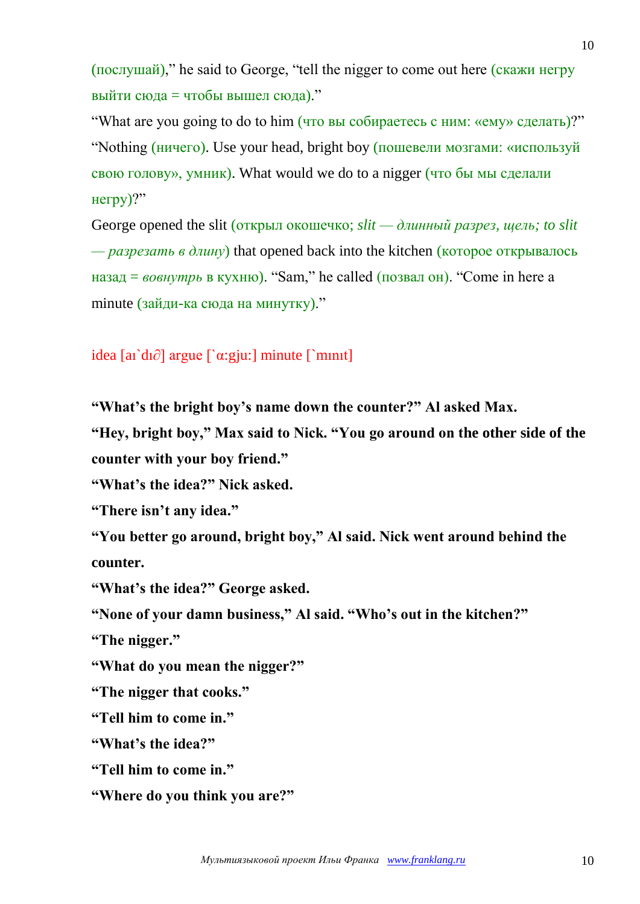(послушай),” he said to George, “tell the nigger to come out here (скажи негру выйти сюда = чтобы вышел сюда).”

“What are you going to do to him (что вы собираетесь с ним: «ему» сделать)?”

“Nothing (ничего). Use your head, bright boy (пошевели мозгами: «используй свою голову», умник). What would we do to a nigger (что бы мы сделали негру)?”

George opened the slit (открыл окошечко; *slit — длинный разрез, щель; to slit — разрезать в длину*) that opened back into the kitchen (которое открывалось назад = *вовнутрь* в кухню). “Sam,” he called (позвал он). “Come in here a minute (зайди-ка сюда на минутку).”

idea [aɪ`dɪ∂] argue [`ɑ:gju:] minute [`mɪnɪt]

**“What’s the bright boy’s name down the counter?” Al asked Max.**

**“Hey, bright boy,” Max said to Nick. “You go around on the other side of the counter with your boy friend.”**

**“What’s the idea?” Nick asked.**

**“There isn’t any idea.”**

**“You better go around, bright boy,” Al said. Nick went around behind the counter.**

**“What’s the idea?” George asked.**

**“None of your damn business,” Al said. “Who’s out in the kitchen?”**

**“The nigger.”**

**“What do you mean the nigger?”**

**“The nigger that cooks.”**

**“Tell him to come in.”**

**“What’s the idea?”**

**“Tell him to come in.”**

**“Where do you think you are?”**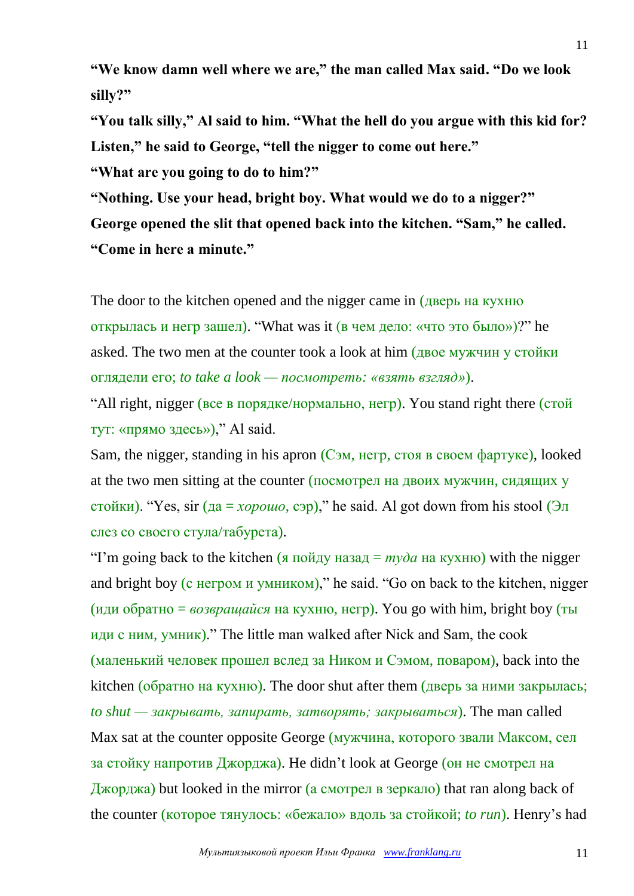**“We know damn well where we are,” the man called Max said. “Do we look silly?”**

**“You talk silly,” Al said to him. “What the hell do you argue with this kid for? Listen,” he said to George, “tell the nigger to come out here.”**

**“What are you going to do to him?”**

**“Nothing. Use your head, bright boy. What would we do to a nigger?”**

**George opened the slit that opened back into the kitchen. “Sam,” he called. “Come in here a minute.”**

The door to the kitchen opened and the nigger came in (дверь на кухню открылась и негр зашел). “What was it (в чем дело: «что это было»)?” he asked. The two men at the counter took a look at him (двое мужчин у стойки оглядели его; *to take a look — посмотреть: «взять взгляд»*).

“All right, nigger (все в порядке/нормально, негр). You stand right there (стой тут: «прямо здесь»),” Al said.

Sam, the nigger, standing in his apron (Сэм, негр, стоя в своем фартуке), looked at the two men sitting at the counter (посмотрел на двоих мужчин, сидящих у стойки). “Yes, sir (да = *хорошо*, сэр),” he said. Al got down from his stool (Эл слез со своего стула/табурета).

“I’m going back to the kitchen (я пойду назад = *туда* на кухню) with the nigger and bright boy (с негром и умником),” he said. “Go on back to the kitchen, nigger (иди обратно = *возвращайся* на кухню, негр). You go with him, bright boy (ты иди с ним, умник).” The little man walked after Nick and Sam, the cook (маленький человек прошел вслед за Ником и Сэмом, поваром), back into the kitchen (обратно на кухню). The door shut after them (дверь за ними закрылась; *to shut — закрывать, запирать, затворять; закрываться*). The man called Max sat at the counter opposite George (мужчина, которого звали Максом, сел за стойку напротив Джорджа). He didn’t look at George (он не смотрел на Джорджа) but looked in the mirror (а смотрел в зеркало) that ran along back of the counter (которое тянулось: «бежало» вдоль за стойкой; *to run*). Henry’s had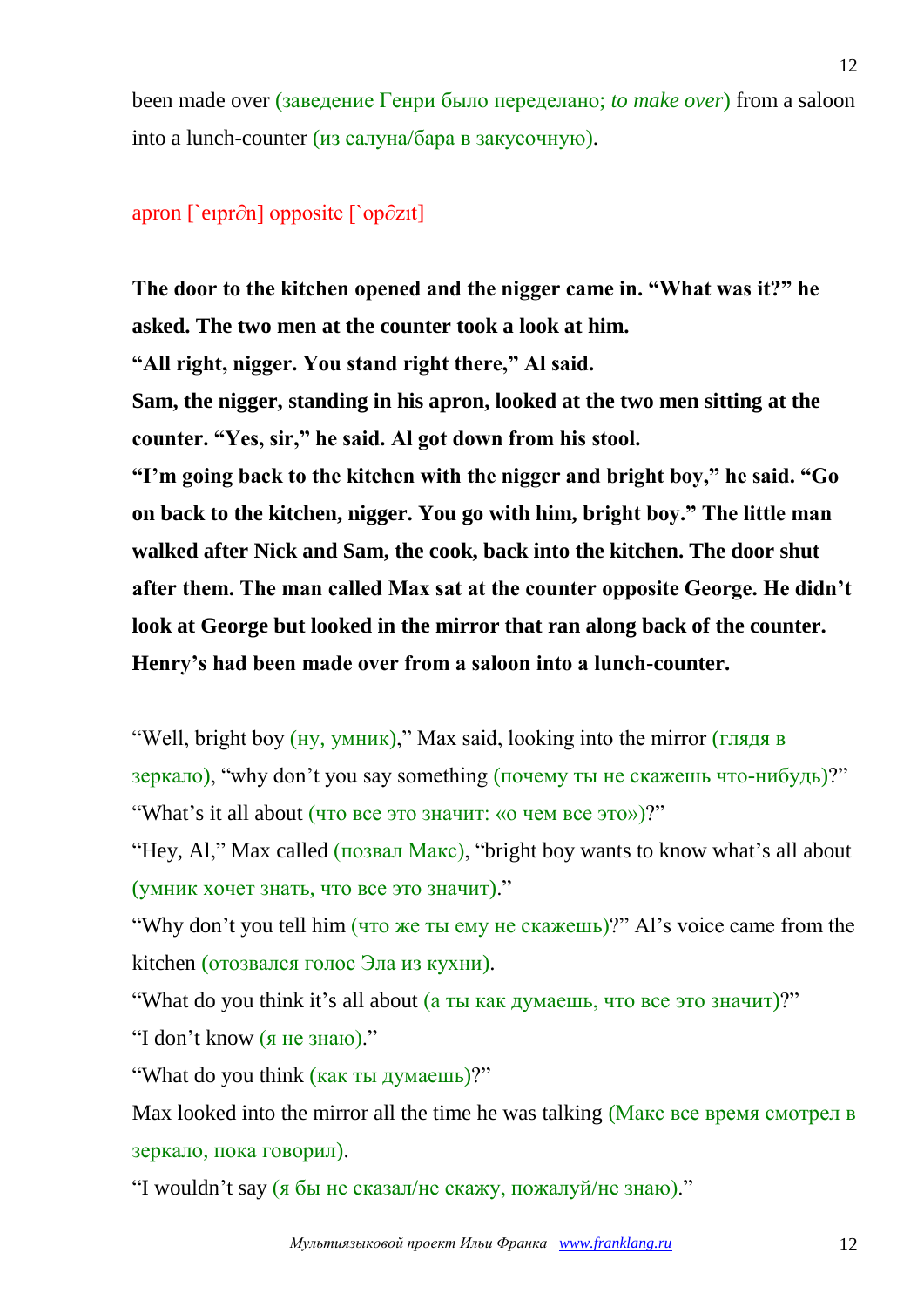been made over (заведение Генри было переделано; *to make over*) from a saloon into a lunch-counter (из салуна/бара в закусочную).

apron [`eɪpr∂n] opposite [`op∂zɪt]

**The door to the kitchen opened and the nigger came in. “What was it?” he asked. The two men at the counter took a look at him.**
**“All right, nigger. You stand right there,” Al said.**
**Sam, the nigger, standing in his apron, looked at the two men sitting at the counter. “Yes, sir,” he said. Al got down from his stool.**
**“I’m going back to the kitchen with the nigger and bright boy,” he said. “Go on back to the kitchen, nigger. You go with him, bright boy.” The little man walked after Nick and Sam, the cook, back into the kitchen. The door shut after them. The man called Max sat at the counter opposite George. He didn’t look at George but looked in the mirror that ran along back of the counter. Henry’s had been made over from a saloon into a lunch-counter.**

“Well, bright boy (ну, умник),” Max said, looking into the mirror (глядя в зеркало), “why don’t you say something (почему ты не скажешь что-нибудь)?”
“What’s it all about (что все это значит: «о чем все это»)?”
“Hey, Al,” Max called (позвал Макс), “bright boy wants to know what’s all about (умник хочет знать, что все это значит).”
“Why don’t you tell him (что же ты ему не скажешь)?” Al’s voice came from the kitchen (отозвался голос Эла из кухни).
“What do you think it’s all about (а ты как думаешь, что все это значит)?”
“I don’t know (я не знаю).”
“What do you think (как ты думаешь)?”
Max looked into the mirror all the time he was talking (Макс все время смотрел в зеркало, пока говорил).
“I wouldn’t say (я бы не сказал/не скажу, пожалуй/не знаю).”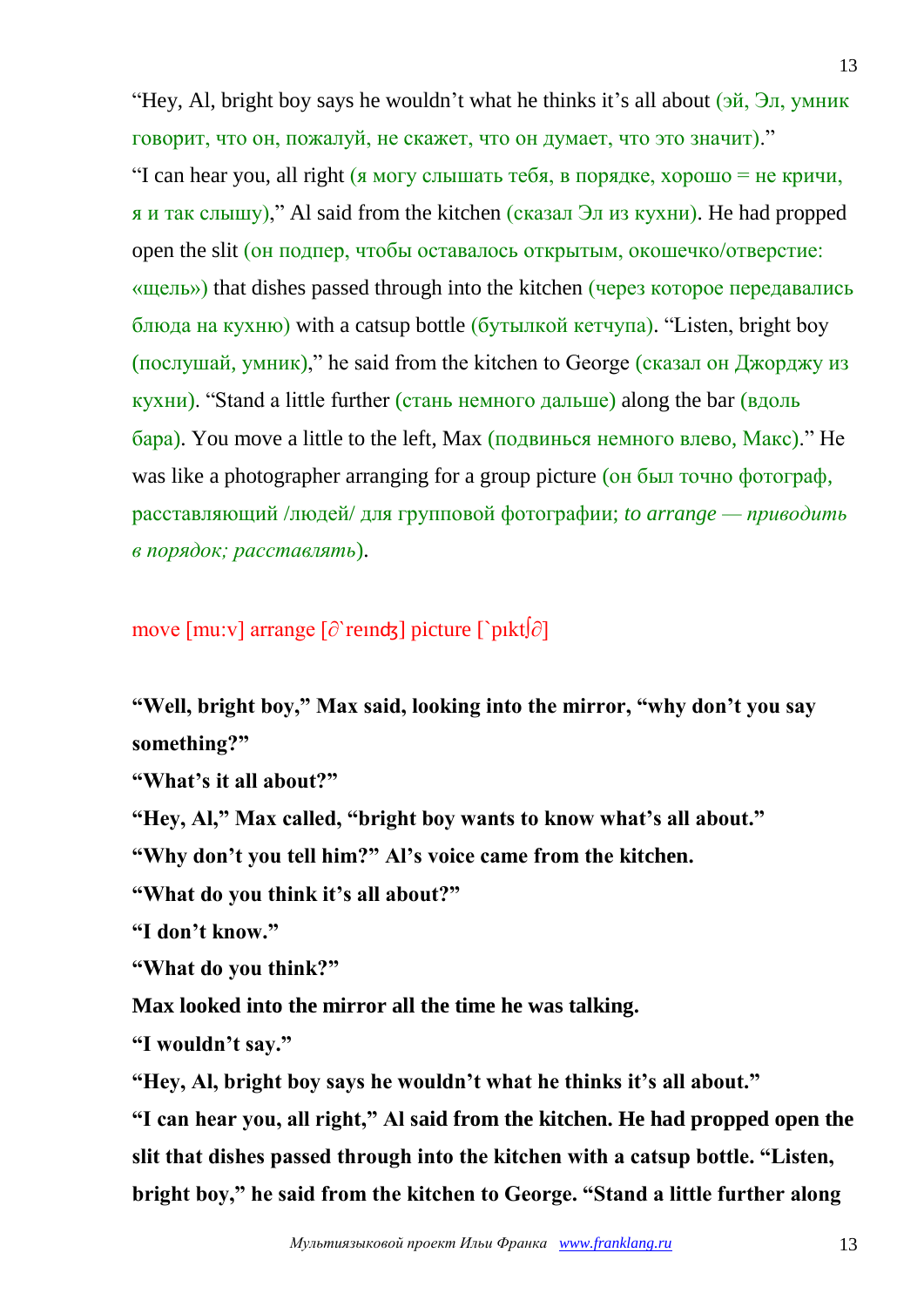“Hey, Al, bright boy says he wouldn’t what he thinks it’s all about (эй, Эл, умник говорит, что он, пожалуй, не скажет, что он думает, что это значит).”
“I can hear you, all right (я могу слышать тебя, в порядке, хорошо = не кричи, я и так слышу),” Al said from the kitchen (сказал Эл из кухни). He had propped open the slit (он подпер, чтобы оставалось открытым, окошечко/отверстие: «щель») that dishes passed through into the kitchen (через которое передавались блюда на кухню) with a catsup bottle (бутылкой кетчупа). “Listen, bright boy (послушай, умник),” he said from the kitchen to George (сказал он Джорджу из кухни). “Stand a little further (стань немного дальше) along the bar (вдоль бара). You move a little to the left, Max (подвинься немного влево, Макс).” He was like a photographer arranging for a group picture (он был точно фотограф, расставляющий /людей/ для групповой фотографии; *to arrange — приводить в порядок; расставлять*).

move [mu:v] arrange [∂`reɪnʤ] picture [`pɪktʃ∂]

**“Well, bright boy,” Max said, looking into the mirror, “why don’t you say something?”**
**“What’s it all about?”**
**“Hey, Al,” Max called, “bright boy wants to know what’s all about.”**
**“Why don’t you tell him?” Al’s voice came from the kitchen.**
**“What do you think it’s all about?”**
**“I don’t know.”**
**“What do you think?”**
**Max looked into the mirror all the time he was talking.**
**“I wouldn’t say.”**
**“Hey, Al, bright boy says he wouldn’t what he thinks it’s all about.”**
**“I can hear you, all right,” Al said from the kitchen. He had propped open the slit that dishes passed through into the kitchen with a catsup bottle. “Listen, bright boy,” he said from the kitchen to George. “Stand a little further along**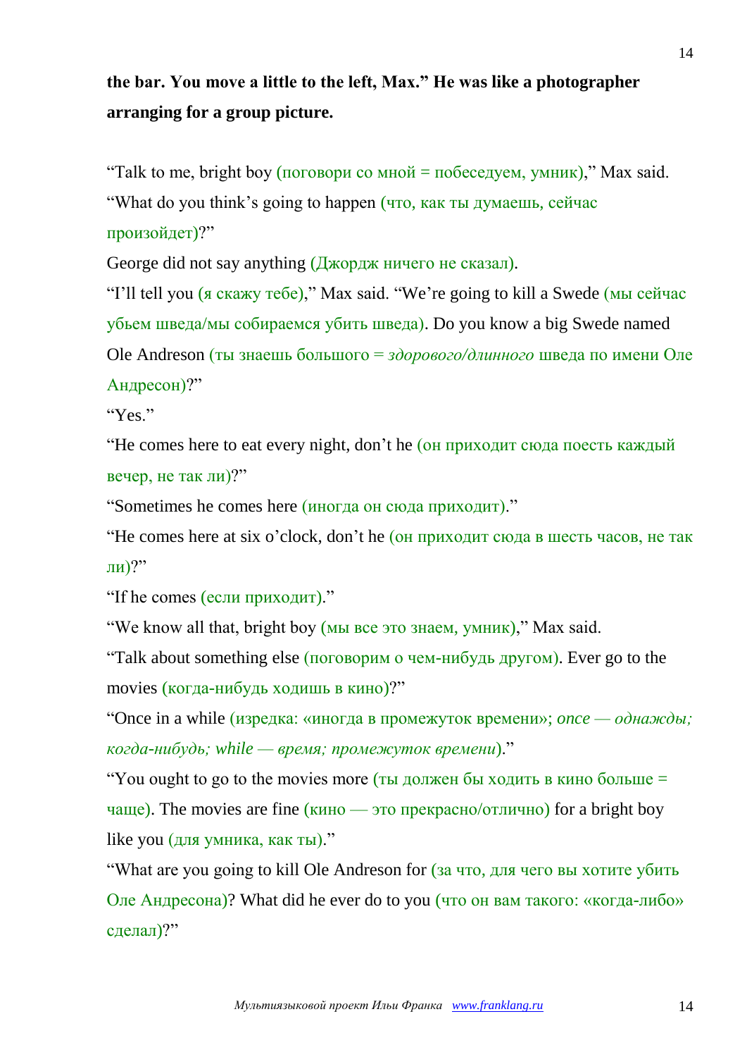**the bar. You move a little to the left, Max." He was like a photographer arranging for a group picture.**

"Talk to me, bright boy (поговори со мной = побеседуем, умник)," Max said. "What do you think's going to happen (что, как ты думаешь, сейчас произойдет)?"

George did not say anything (Джордж ничего не сказал).

"I'll tell you (я скажу тебе)," Max said. "We're going to kill a Swede (мы сейчас убьем шведа/мы собираемся убить шведа). Do you know a big Swede named Ole Andreson (ты знаешь большого = *здорового/длинного* шведа по имени Оле Андресон)?"

"Yes."

"He comes here to eat every night, don't he (он приходит сюда поесть каждый вечер, не так ли)?"

"Sometimes he comes here (иногда он сюда приходит)."

"He comes here at six o'clock, don't he (он приходит сюда в шесть часов, не так ли)?"

"If he comes (если приходит)."

"We know all that, bright boy (мы все это знаем, умник)," Max said. "Talk about something else (поговорим о чем-нибудь другом). Ever go to the movies (когда-нибудь ходишь в кино)?"

"Once in a while (изредка: «иногда в промежуток времени»; *once — однажды; когда-нибудь; while — время; промежуток времени*)."

"You ought to go to the movies more (ты должен бы ходить в кино больше = чаще). The movies are fine (кино — это прекрасно/отлично) for a bright boy like you (для умника, как ты)."

"What are you going to kill Ole Andreson for (за что, для чего вы хотите убить Оле Андресона)? What did he ever do to you (что он вам такого: «когда-либо» сделал)?"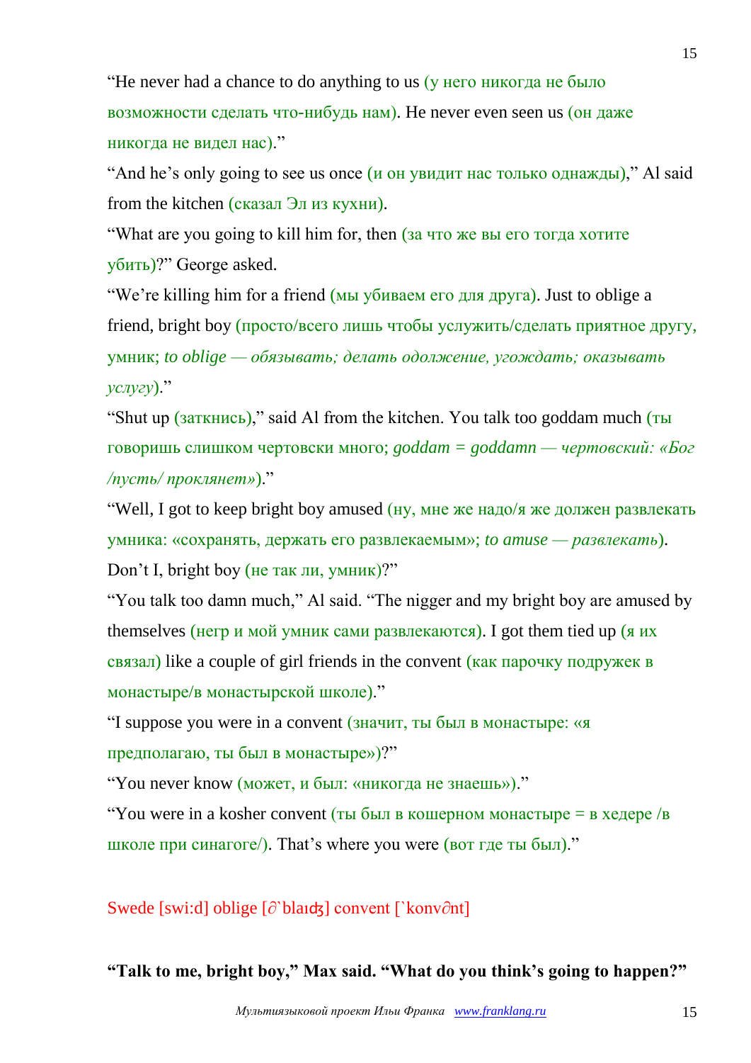“He never had a chance to do anything to us (у него никогда не было возможности сделать что-нибудь нам). He never even seen us (он даже никогда не видел нас).”

“And he’s only going to see us once (и он увидит нас только однажды),” Al said from the kitchen (сказал Эл из кухни).

“What are you going to kill him for, then (за что же вы его тогда хотите убить)?” George asked.

“We’re killing him for a friend (мы убиваем его для друга). Just to oblige a friend, bright boy (просто/всего лишь чтобы услужить/сделать приятное другу, умник; *to oblige — обязывать; делать одолжение, угождать; оказывать услугу*).”

“Shut up (заткнись),” said Al from the kitchen. You talk too goddam much (ты говоришь слишком чертовски много; *goddam = goddamn — чертовский: «Бог /пусть/ проклянет»*).”

“Well, I got to keep bright boy amused (ну, мне же надо/я же должен развлекать умника: «сохранять, держать его развлекаемым»; *to amuse — развлекать*). Don’t I, bright boy (не так ли, умник)?”

“You talk too damn much,” Al said. “The nigger and my bright boy are amused by themselves (негр и мой умник сами развлекаются). I got them tied up (я их связал) like a couple of girl friends in the convent (как парочку подружек в монастыре/в монастырской школе).”

“I suppose you were in a convent (значит, ты был в монастыре: «я предполагаю, ты был в монастыре»)?”

“You never know (может, и был: «никогда не знаешь»).”

“You were in a kosher convent (ты был в кошерном монастыре = в хедере /в школе при синагоге/). That’s where you were (вот где ты был).”

Swede [swi:d] oblige [∂`blaɪʤ] convent [`konv∂nt]

**“Talk to me, bright boy,” Max said. “What do you think’s going to happen?”**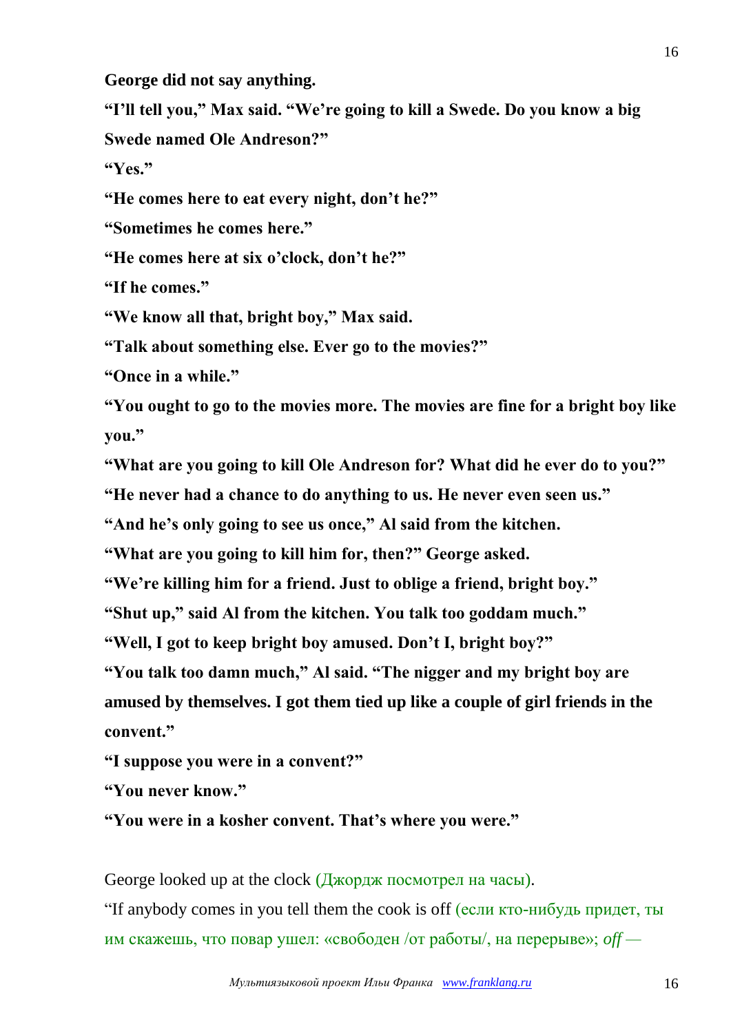**George did not say anything.**

**“I’ll tell you,” Max said. “We’re going to kill a Swede. Do you know a big Swede named Ole Andreson?”**

**“Yes.”**

**“He comes here to eat every night, don’t he?”**

**“Sometimes he comes here.”**

**“He comes here at six o’clock, don’t he?”**

**“If he comes.”**

**“We know all that, bright boy,” Max said.**

**“Talk about something else. Ever go to the movies?”**

**“Once in a while.”**

**“You ought to go to the movies more. The movies are fine for a bright boy like you.”**

**“What are you going to kill Ole Andreson for? What did he ever do to you?”**

**“He never had a chance to do anything to us. He never even seen us.”**

**“And he’s only going to see us once,” Al said from the kitchen.**

**“What are you going to kill him for, then?” George asked.**

**“We’re killing him for a friend. Just to oblige a friend, bright boy.”**

**“Shut up,” said Al from the kitchen. You talk too goddam much.”**

**“Well, I got to keep bright boy amused. Don’t I, bright boy?”**

**“You talk too damn much,” Al said. “The nigger and my bright boy are amused by themselves. I got them tied up like a couple of girl friends in the convent.”**

**“I suppose you were in a convent?”**

**“You never know.”**

**“You were in a kosher convent. That’s where you were.”**

George looked up at the clock (Джордж посмотрел на часы).

“If anybody comes in you tell them the cook is off (если кто-нибудь придет, ты им скажешь, что повар ушел: «свободен /от работы/, на перерыве»; *off* —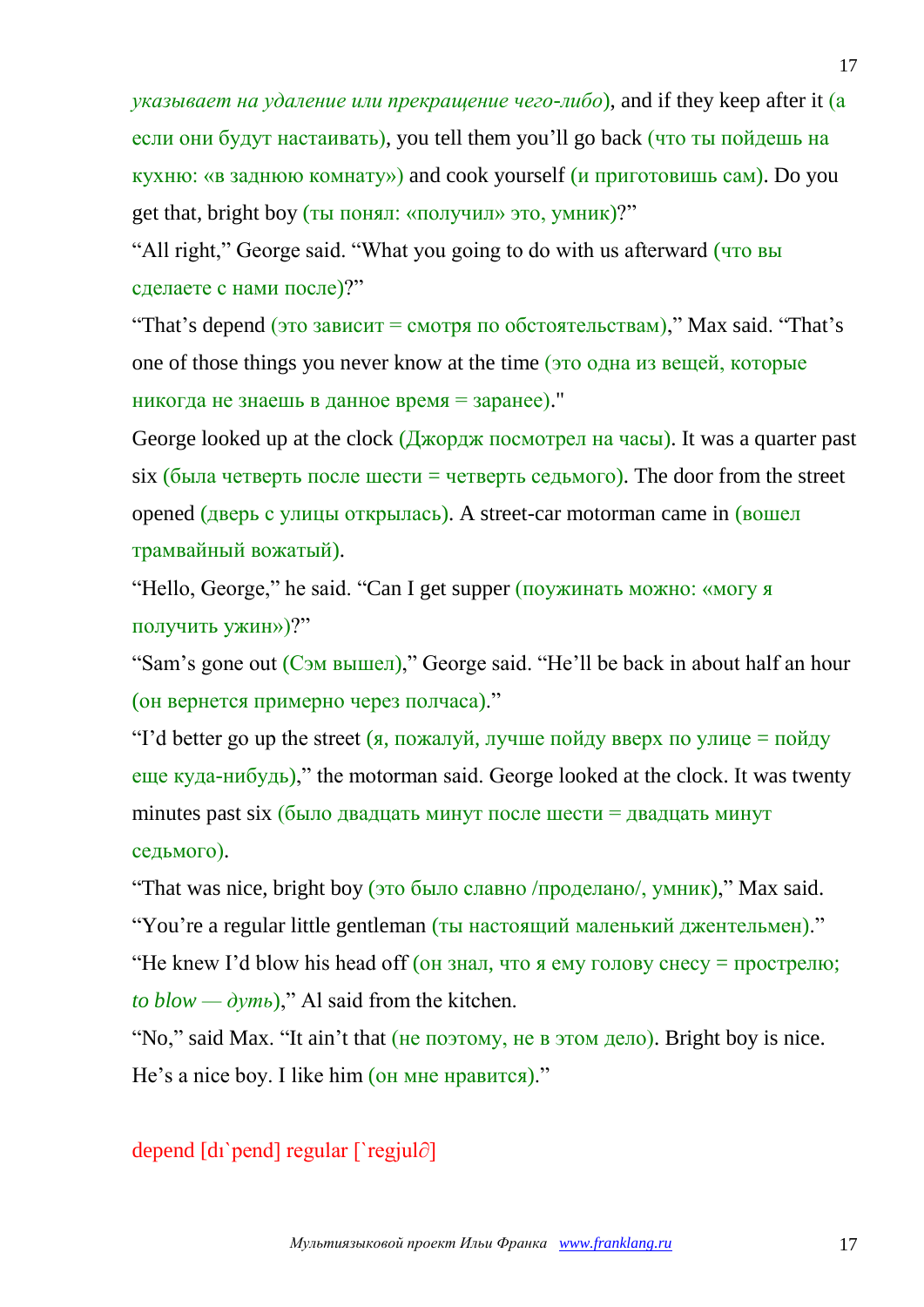*указывает на удаление или прекращение чего-либо*), and if they keep after it (а если они будут настаивать), you tell them you'll go back (что ты пойдешь на кухню: «в заднюю комнату») and cook yourself (и приготовишь сам). Do you get that, bright boy (ты понял: «получил» это, умник)?"

"All right," George said. "What you going to do with us afterward (что вы сделаете с нами после)?"

"That's depend (это зависит = смотря по обстоятельствам)," Max said. "That's one of those things you never know at the time (это одна из вещей, которые никогда не знаешь в данное время = заранее)."

George looked up at the clock (Джордж посмотрел на часы). It was a quarter past six (была четверть после шести = четверть седьмого). The door from the street opened (дверь с улицы открылась). A street-car motorman came in (вошел трамвайный вожатый).

"Hello, George," he said. "Can I get supper (поужинать можно: «могу я получить ужин»)?"

"Sam's gone out (Сэм вышел)," George said. "He'll be back in about half an hour (он вернется примерно через полчаса)."

"I'd better go up the street (я, пожалуй, лучше пойду вверх по улице = пойду еще куда-нибудь)," the motorman said. George looked at the clock. It was twenty minutes past six (было двадцать минут после шести = двадцать минут седьмого).

"That was nice, bright boy (это было славно /проделано/, умник)," Max said. "You're a regular little gentleman (ты настоящий маленький джентельмен)."

"He knew I'd blow his head off (он знал, что я ему голову снесу = прострелю; *to blow — дуть*)," Al said from the kitchen.

"No," said Max. "It ain't that (не поэтому, не в этом дело). Bright boy is nice. He's a nice boy. I like him (он мне нравится)."

depend [dı`pend] regular [`regjul∂]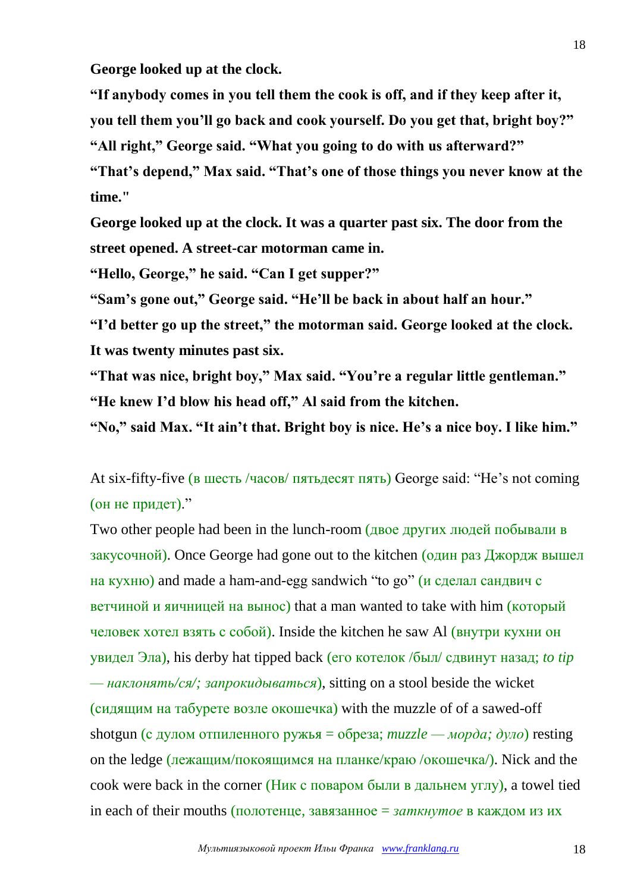**George looked up at the clock.**

**"If anybody comes in you tell them the cook is off, and if they keep after it, you tell them you'll go back and cook yourself. Do you get that, bright boy?"**

**"All right," George said. "What you going to do with us afterward?"**

**"That's depend," Max said. "That's one of those things you never know at the time."**

**George looked up at the clock. It was a quarter past six. The door from the street opened. A street-car motorman came in.**

**"Hello, George," he said. "Can I get supper?"**

**"Sam's gone out," George said. "He'll be back in about half an hour."**

**"I'd better go up the street," the motorman said. George looked at the clock. It was twenty minutes past six.**

**"That was nice, bright boy," Max said. "You're a regular little gentleman."**

**"He knew I'd blow his head off," Al said from the kitchen.**

**"No," said Max. "It ain't that. Bright boy is nice. He's a nice boy. I like him."**

At six-fifty-five (в шесть /часов/ пятьдесят пять) George said: "He's not coming (он не придет)."

Two other people had been in the lunch-room (двое других людей побывали в закусочной). Once George had gone out to the kitchen (один раз Джордж вышел на кухню) and made a ham-and-egg sandwich "to go" (и сделал сандвич с ветчиной и яичницей на вынос) that a man wanted to take with him (который человек хотел взять с собой). Inside the kitchen he saw Al (внутри кухни он увидел Эла), his derby hat tipped back (его котелок /был/ сдвинут назад; *to tip — наклонять/ся/; запрокидываться*), sitting on a stool beside the wicket (сидящим на табурете возле окошечка) with the muzzle of of a sawed-off shotgun (с дулом отпиленного ружья = обреза; *muzzle — морда; дуло*) resting on the ledge (лежащим/покоящимся на планке/краю /окошечка/). Nick and the cook were back in the corner (Ник с поваром были в дальнем углу), a towel tied in each of their mouths (полотенце, завязанное = *заткнутое* в каждом из их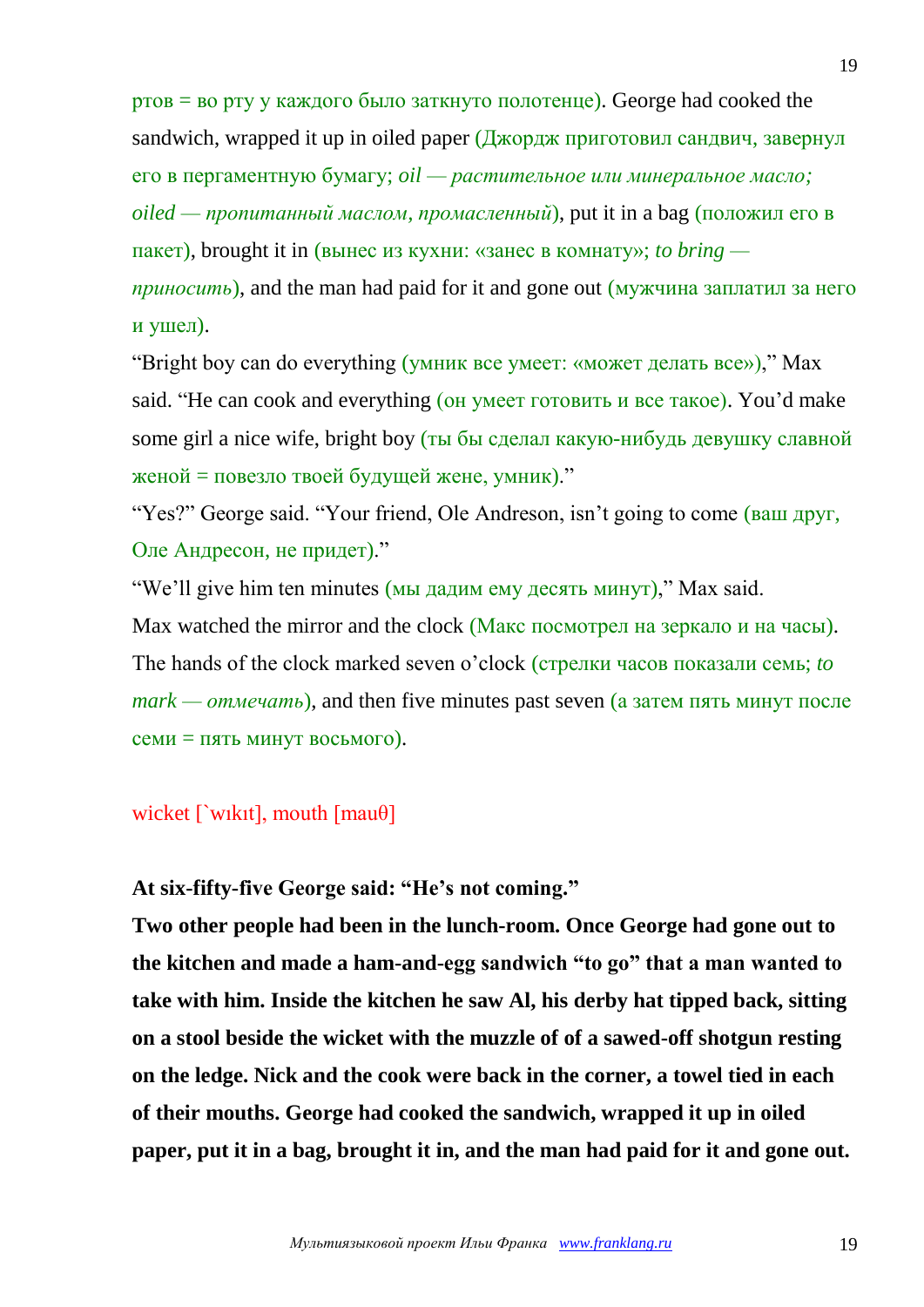ртов = во рту у каждого было заткнуто полотенце). George had cooked the sandwich, wrapped it up in oiled paper (Джордж приготовил сандвич, завернул его в пергаментную бумагу; *oil — растительное или минеральное масло; oiled — пропитанный маслом, промасленный*), put it in a bag (положил его в пакет), brought it in (вынес из кухни: «занес в комнату»; *to bring — приносить*), and the man had paid for it and gone out (мужчина заплатил за него и ушел).

"Bright boy can do everything (умник все умеет: «может делать все»)," Max said. "He can cook and everything (он умеет готовить и все такое). You'd make some girl a nice wife, bright boy (ты бы сделал какую-нибудь девушку славной женой = повезло твоей будущей жене, умник)."

"Yes?" George said. "Your friend, Ole Andreson, isn't going to come (ваш друг, Оле Андресон, не придет)."

"We'll give him ten minutes (мы дадим ему десять минут)," Max said.

Max watched the mirror and the clock (Макс посмотрел на зеркало и на часы). The hands of the clock marked seven o'clock (стрелки часов показали семь; *to mark — отмечать*), and then five minutes past seven (а затем пять минут после семи = пять минут восьмого).

wicket [`wɪkɪt], mouth [mauθ]

**At six-fifty-five George said: "He's not coming."**

**Two other people had been in the lunch-room. Once George had gone out to the kitchen and made a ham-and-egg sandwich "to go" that a man wanted to take with him. Inside the kitchen he saw Al, his derby hat tipped back, sitting on a stool beside the wicket with the muzzle of of a sawed-off shotgun resting on the ledge. Nick and the cook were back in the corner, a towel tied in each of their mouths. George had cooked the sandwich, wrapped it up in oiled paper, put it in a bag, brought it in, and the man had paid for it and gone out.**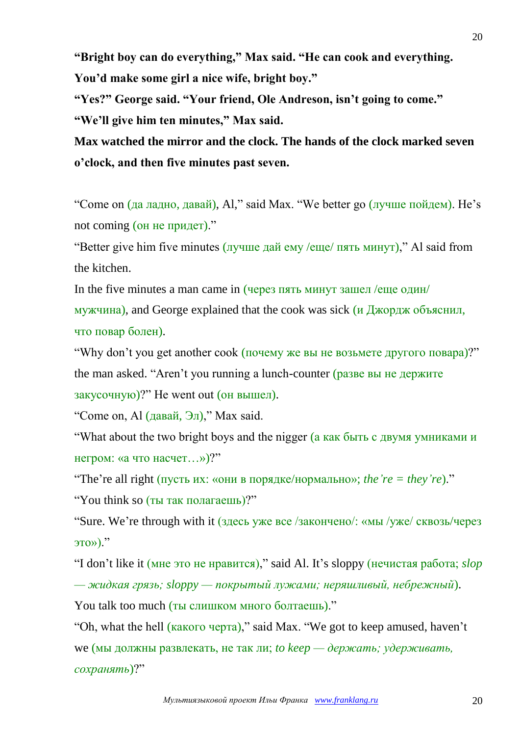**“Bright boy can do everything,” Max said. “He can cook and everything. You’d make some girl a nice wife, bright boy.”**

**“Yes?” George said. “Your friend, Ole Andreson, isn’t going to come.”**

**“We’ll give him ten minutes,” Max said.**

**Max watched the mirror and the clock. The hands of the clock marked seven o’clock, and then five minutes past seven.**

“Come on (да ладно, давай), Al,” said Max. “We better go (лучше пойдем). He’s not coming (он не придет).”

“Better give him five minutes (лучше дай ему /еще/ пять минут),” Al said from the kitchen.

In the five minutes a man came in (через пять минут зашел /еще один/ мужчина), and George explained that the cook was sick (и Джордж объяснил, что повар болен).

“Why don’t you get another cook (почему же вы не возьмете другого повара)?” the man asked. “Aren’t you running a lunch-counter (разве вы не держите закусочную)?” He went out (он вышел).

“Come on, Al (давай, Эл),” Max said.

“What about the two bright boys and the nigger (а как быть с двумя умниками и негром: «а что насчет…»)?”

“The’re all right (пусть их: «они в порядке/нормально»; *the’re = they’re*).”

“You think so (ты так полагаешь)?”

“Sure. We’re through with it (здесь уже все /закончено/: «мы /уже/ сквозь/через это»).”

“I don’t like it (мне это не нравится),” said Al. It’s sloppy (нечистая работа; *slop — жидкая грязь; sloppy — покрытый лужами; неряшливый, небрежный*). You talk too much (ты слишком много болтаешь).”

“Oh, what the hell (какого черта),” said Max. “We got to keep amused, haven’t we (мы должны развлекать, не так ли; *to keep — держать; удерживать, сохранять*)?”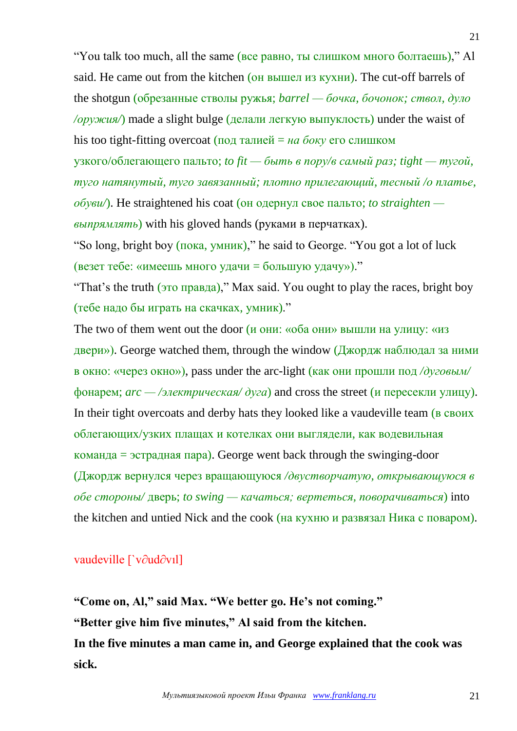“You talk too much, all the same (все равно, ты слишком много болтаешь),” Al said. He came out from the kitchen (он вышел из кухни). The cut-off barrels of the shotgun (обрезанные стволы ружья; *barrel — бочка, бочонок; ствол, дуло /оружия/*) made a slight bulge (делали легкую выпуклость) under the waist of his too tight-fitting overcoat (под талией = *на боку* его слишком узкого/облегающего пальто; *to fit — быть в пору/в самый раз; tight — тугой, туго натянутый, туго завязанный; плотно прилегающий, тесный /о платье, обуви/*). He straightened his coat (он одернул свое пальто; *to straighten — выпрямлять*) with his gloved hands (руками в перчатках).

“So long, bright boy (пока, умник),” he said to George. “You got a lot of luck (везет тебе: «имеешь много удачи = большую удачу»).”

“That’s the truth (это правда),” Max said. You ought to play the races, bright boy (тебе надо бы играть на скачках, умник).”

The two of them went out the door (и они: «оба они» вышли на улицу: «из двери»). George watched them, through the window (Джордж наблюдал за ними в окно: «через окно»), pass under the arc-light (как они прошли под */дуговым/* фонарем; *arc — /электрическая/ дуга*) and cross the street (и пересекли улицу). In their tight overcoats and derby hats they looked like a vaudeville team (в своих облегающих/узких плащах и котелках они выглядели, как водевильная команда = эстрадная пара). George went back through the swinging-door (Джордж вернулся через вращающуюся */двустворчатую, открывающуюся в обе стороны/* дверь; *to swing — качаться; вертеться, поворачиваться*) into the kitchen and untied Nick and the cook (на кухню и развязал Ника с поваром).

vaudeville [`v∂ud∂vıl]

**“Come on, Al,” said Max. “We better go. He’s not coming.”**
**“Better give him five minutes,” Al said from the kitchen.**
**In the five minutes a man came in, and George explained that the cook was sick.**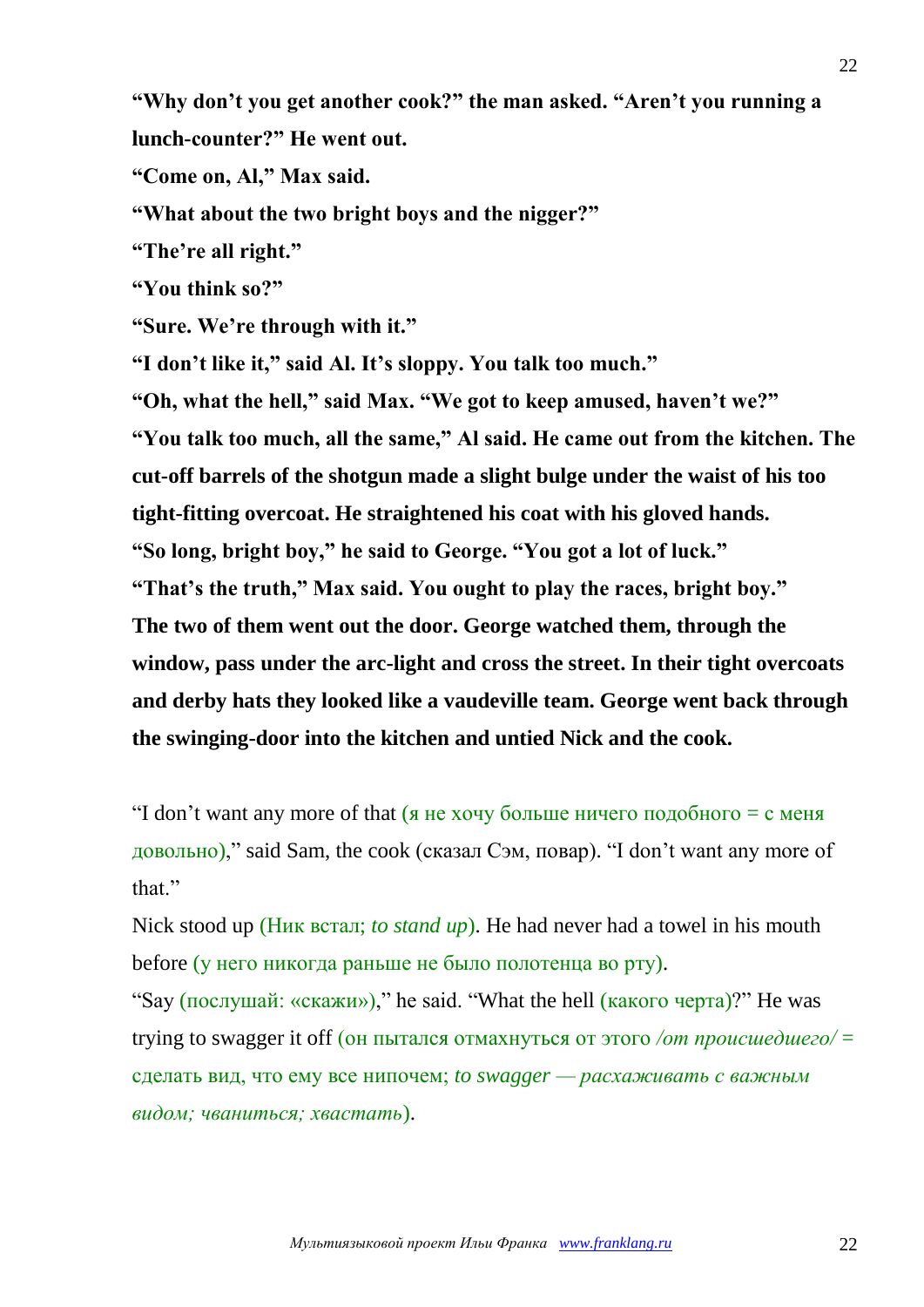**“Why don’t you get another cook?” the man asked. “Aren’t you running a lunch-counter?” He went out.**

**“Come on, Al,” Max said.**

**“What about the two bright boys and the nigger?”**

**“The’re all right.”**

**“You think so?”**

**“Sure. We’re through with it.”**

**“I don’t like it,” said Al. It’s sloppy. You talk too much.”**

**“Oh, what the hell,” said Max. “We got to keep amused, haven’t we?”**

**“You talk too much, all the same,” Al said. He came out from the kitchen. The cut-off barrels of the shotgun made a slight bulge under the waist of his too tight-fitting overcoat. He straightened his coat with his gloved hands.**

**“So long, bright boy,” he said to George. “You got a lot of luck.”**

**“That’s the truth,” Max said. You ought to play the races, bright boy.”**

**The two of them went out the door. George watched them, through the window, pass under the arc-light and cross the street. In their tight overcoats and derby hats they looked like a vaudeville team. George went back through the swinging-door into the kitchen and untied Nick and the cook.**

“I don’t want any more of that (я не хочу больше ничего подобного = с меня довольно),” said Sam, the cook (сказал Сэм, повар). “I don’t want any more of that.”

Nick stood up (Ник встал; *to stand up*). He had never had a towel in his mouth before (у него никогда раньше не было полотенца во рту).

“Say (послушай: «скажи»),” he said. “What the hell (какого черта)?” He was trying to swagger it off (он пытался отмахнуться от этого */от происшедшего/* = сделать вид, что ему все нипочем; *to swagger — расхаживать с важным видом; чваниться; хвастать*).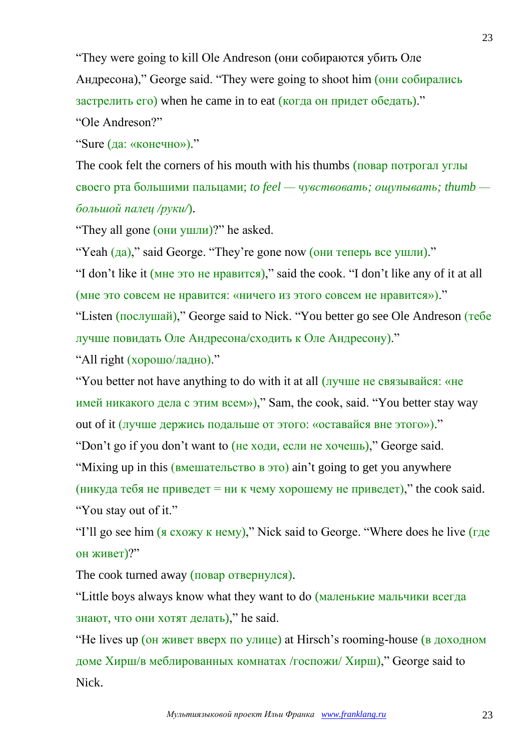“They were going to kill Ole Andreson (они собираются убить Оле Андресона),” George said. “They were going to shoot him (они собирались застрелить его) when he came in to eat (когда он придет обедать).”

“Ole Andreson?”

“Sure (да: «конечно»).”

The cook felt the corners of his mouth with his thumbs (повар потрогал углы своего рта большими пальцами; *to feel — чувствовать; ощупывать; thumb — большой палец /руки/*).

“They all gone (они ушли)?” he asked.

“Yeah (да),” said George. “They’re gone now (они теперь все ушли).”

“I don’t like it (мне это не нравится),” said the cook. “I don’t like any of it at all (мне это совсем не нравится: «ничего из этого совсем не нравится»).”

“Listen (послушай),” George said to Nick. “You better go see Ole Andreson (тебе лучше повидать Оле Андресона/сходить к Оле Андресону).”

“All right (хорошо/ладно).”

“You better not have anything to do with it at all (лучше не связывайся: «не имей никакого дела с этим всем»),” Sam, the cook, said. “You better stay way out of it (лучше держись подальше от этого: «оставайся вне этого»).”

“Don’t go if you don’t want to (не ходи, если не хочешь),” George said.

“Mixing up in this (вмешательство в это) ain’t going to get you anywhere (никуда тебя не приведет = ни к чему хорошему не приведет),” the cook said. “You stay out of it.”

“I’ll go see him (я схожу к нему),” Nick said to George. “Where does he live (где он живет)?”

The cook turned away (повар отвернулся).

“Little boys always know what they want to do (маленькие мальчики всегда знают, что они хотят делать),” he said.

“He lives up (он живет вверх по улице) at Hirsch’s rooming-house (в доходном доме Хирш/в меблированных комнатах /госпожи/ Хирш),” George said to Nick.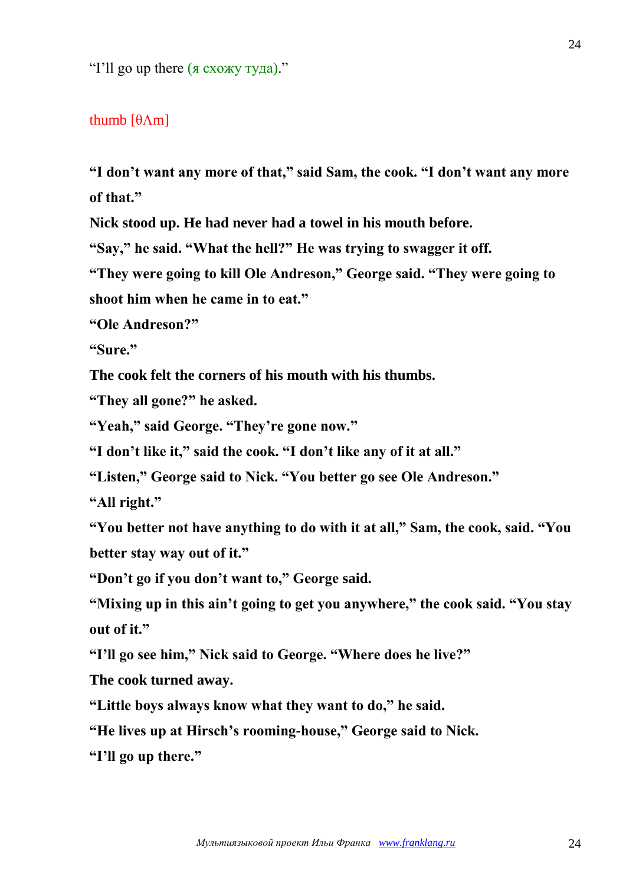“I’ll go up there (я схожу туда).”

thumb [θΛm]

**“I don’t want any more of that,” said Sam, the cook. “I don’t want any more of that.”**

**Nick stood up. He had never had a towel in his mouth before.**

**“Say,” he said. “What the hell?” He was trying to swagger it off.**

**“They were going to kill Ole Andreson,” George said. “They were going to shoot him when he came in to eat.”**

**“Ole Andreson?”**

**“Sure.”**

**The cook felt the corners of his mouth with his thumbs.**

**“They all gone?” he asked.**

**“Yeah,” said George. “They’re gone now.”**

**“I don’t like it,” said the cook. “I don’t like any of it at all.”**

**“Listen,” George said to Nick. “You better go see Ole Andreson.”**

**“All right.”**

**“You better not have anything to do with it at all,” Sam, the cook, said. “You better stay way out of it.”**

**“Don’t go if you don’t want to,” George said.**

**“Mixing up in this ain’t going to get you anywhere,” the cook said. “You stay out of it.”**

**“I’ll go see him,” Nick said to George. “Where does he live?”**

**The cook turned away.**

**“Little boys always know what they want to do,” he said.**

**“He lives up at Hirsch’s rooming-house,” George said to Nick.**

**“I’ll go up there.”**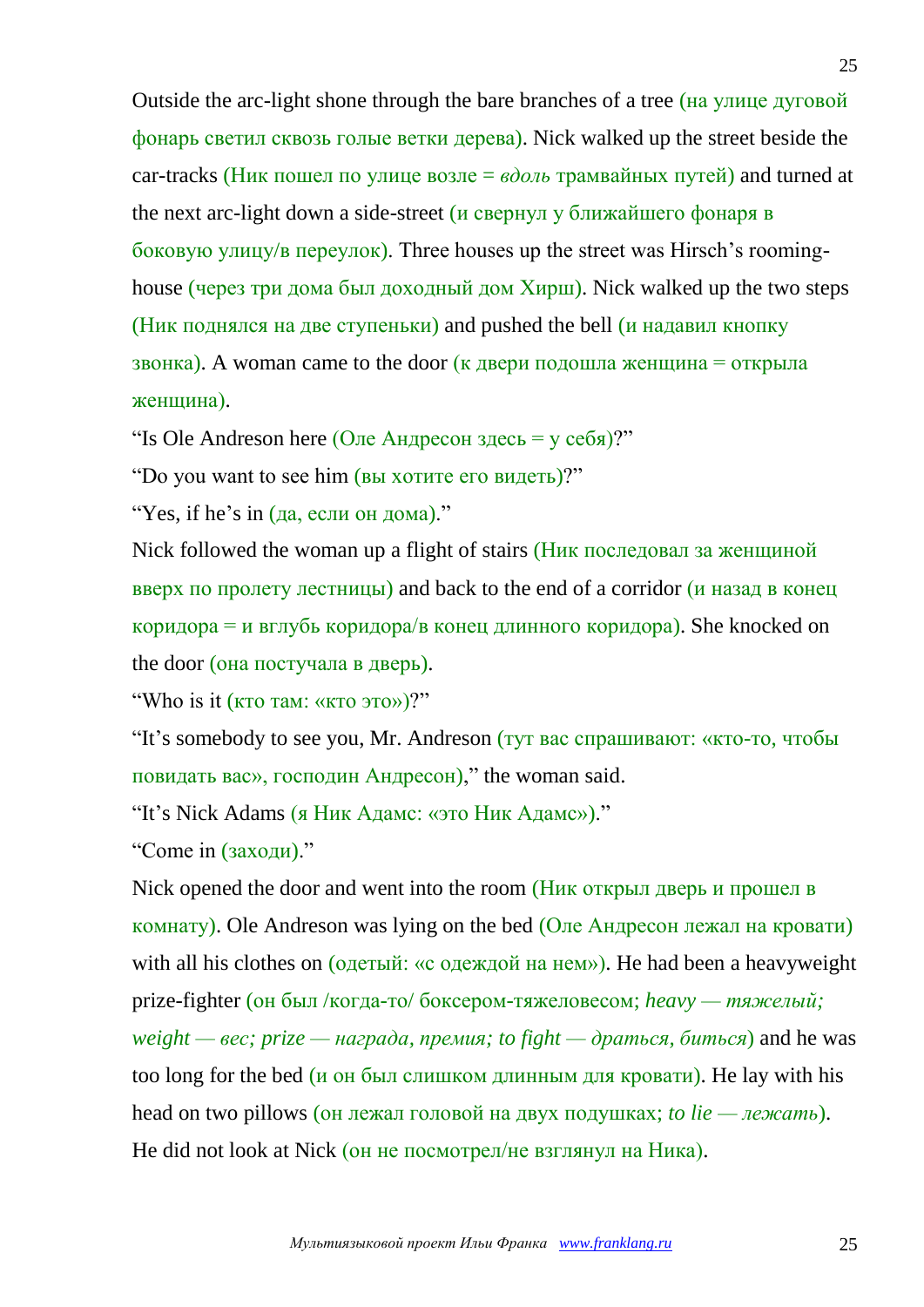Outside the arc-light shone through the bare branches of a tree (на улице дуговой фонарь светил сквозь голые ветки дерева). Nick walked up the street beside the car-tracks (Ник пошел по улице возле = *вдоль* трамвайных путей) and turned at the next arc-light down a side-street (и свернул у ближайшего фонаря в боковую улицу/в переулок). Three houses up the street was Hirsch's rooming-house (через три дома был доходный дом Хирш). Nick walked up the two steps (Ник поднялся на две ступеньки) and pushed the bell (и надавил кнопку звонка). A woman came to the door (к двери подошла женщина = открыла женщина).

"Is Ole Andreson here (Оле Андресон здесь = у себя)?"

"Do you want to see him (вы хотите его видеть)?"

"Yes, if he's in (да, если он дома)."

Nick followed the woman up a flight of stairs (Ник последовал за женщиной вверх по пролету лестницы) and back to the end of a corridor (и назад в конец коридора = и вглубь коридора/в конец длинного коридора). She knocked on the door (она постучала в дверь).

"Who is it (кто там: «кто это»)?"

"It's somebody to see you, Mr. Andreson (тут вас спрашивают: «кто-то, чтобы повидать вас», господин Андресон)," the woman said.

"It's Nick Adams (я Ник Адамс: «это Ник Адамс»)."

"Come in (заходи)."

Nick opened the door and went into the room (Ник открыл дверь и прошел в комнату). Ole Andreson was lying on the bed (Оле Андресон лежал на кровати) with all his clothes on (одетый: «с одеждой на нем»). He had been a heavyweight prize-fighter (он был /когда-то/ боксером-тяжеловесом; *heavy — тяжелый; weight — вес; prize — награда, премия; to fight — драться, биться*) and he was too long for the bed (и он был слишком длинным для кровати). He lay with his head on two pillows (он лежал головой на двух подушках; *to lie — лежать*). He did not look at Nick (он не посмотрел/не взглянул на Ника).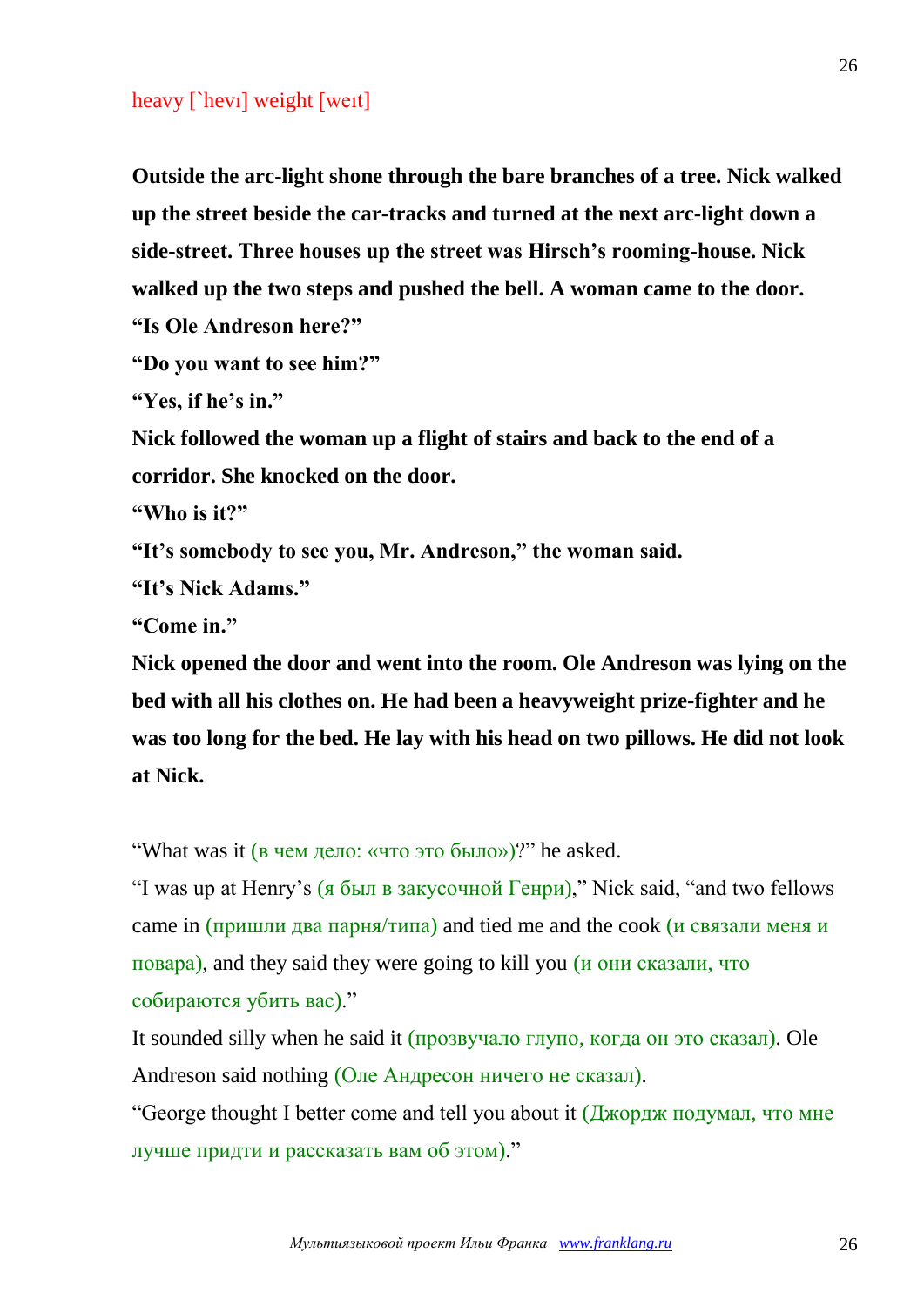heavy [`hevɪ] weight [weɪt]

**Outside the arc-light shone through the bare branches of a tree. Nick walked up the street beside the car-tracks and turned at the next arc-light down a side-street. Three houses up the street was Hirsch's rooming-house. Nick walked up the two steps and pushed the bell. A woman came to the door.**

**"Is Ole Andreson here?"**

**"Do you want to see him?"**

**"Yes, if he's in."**

**Nick followed the woman up a flight of stairs and back to the end of a corridor. She knocked on the door.**

**"Who is it?"**

**"It's somebody to see you, Mr. Andreson," the woman said.**

**"It's Nick Adams."**

**"Come in."**

**Nick opened the door and went into the room. Ole Andreson was lying on the bed with all his clothes on. He had been a heavyweight prize-fighter and he was too long for the bed. He lay with his head on two pillows. He did not look at Nick.**

"What was it (в чем дело: «что это было»)?" he asked.

"I was up at Henry's (я был в закусочной Генри)," Nick said, "and two fellows came in (пришли два парня/типа) and tied me and the cook (и связали меня и повара), and they said they were going to kill you (и они сказали, что собираются убить вас)."

It sounded silly when he said it (прозвучало глупо, когда он это сказал). Ole Andreson said nothing (Оле Андресон ничего не сказал).

"George thought I better come and tell you about it (Джордж подумал, что мне лучше придти и рассказать вам об этом)."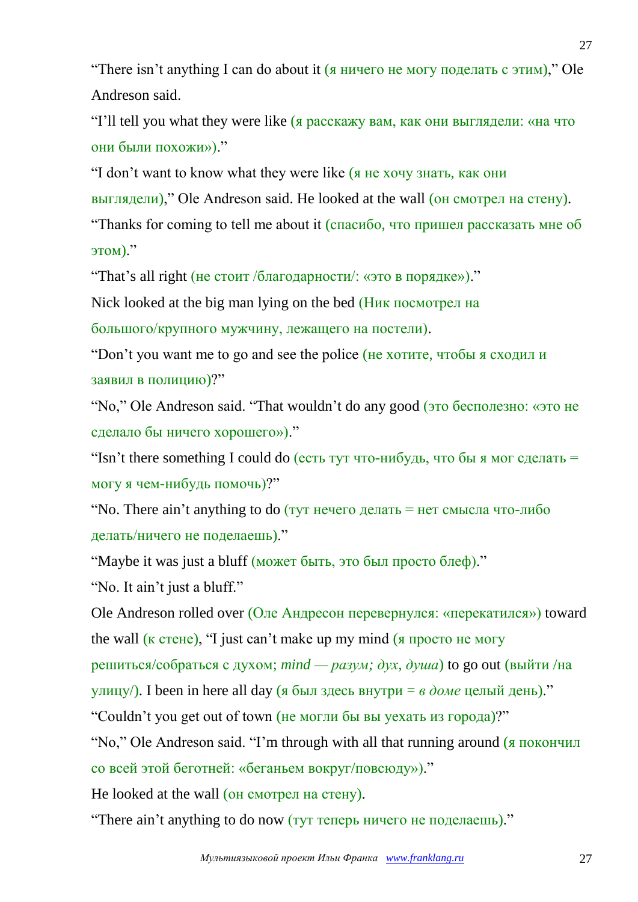“There isn’t anything I can do about it (я ничего не могу поделать с этим),” Ole Andreson said.

“I’ll tell you what they were like (я расскажу вам, как они выглядели: «на что они были похожи»).”

“I don’t want to know what they were like (я не хочу знать, как они выглядели),” Ole Andreson said. He looked at the wall (он смотрел на стену). “Thanks for coming to tell me about it (спасибо, что пришел рассказать мне об этом).”

“That’s all right (не стоит /благодарности/: «это в порядке»).”

Nick looked at the big man lying on the bed (Ник посмотрел на большого/крупного мужчину, лежащего на постели).

“Don’t you want me to go and see the police (не хотите, чтобы я сходил и заявил в полицию)?”

“No,” Ole Andreson said. “That wouldn’t do any good (это бесполезно: «это не сделало бы ничего хорошего»).”

“Isn’t there something I could do (есть тут что-нибудь, что бы я мог сделать = могу я чем-нибудь помочь)?”

“No. There ain’t anything to do (тут нечего делать = нет смысла что-либо делать/ничего не поделаешь).”

“Maybe it was just a bluff (может быть, это был просто блеф).”

“No. It ain’t just a bluff.”

Ole Andreson rolled over (Оле Андресон перевернулся: «перекатился») toward the wall (к стене), “I just can’t make up my mind (я просто не могу решиться/собраться с духом; *mind — разум; дух, душа*) to go out (выйти /на улицу/). I been in here all day (я был здесь внутри = *в доме* целый день).”

“Couldn’t you get out of town (не могли бы вы уехать из города)?”

“No,” Ole Andreson said. “I’m through with all that running around (я покончил со всей этой беготней: «беганьем вокруг/повсюду»).”

He looked at the wall (он смотрел на стену).

“There ain’t anything to do now (тут теперь ничего не поделаешь).”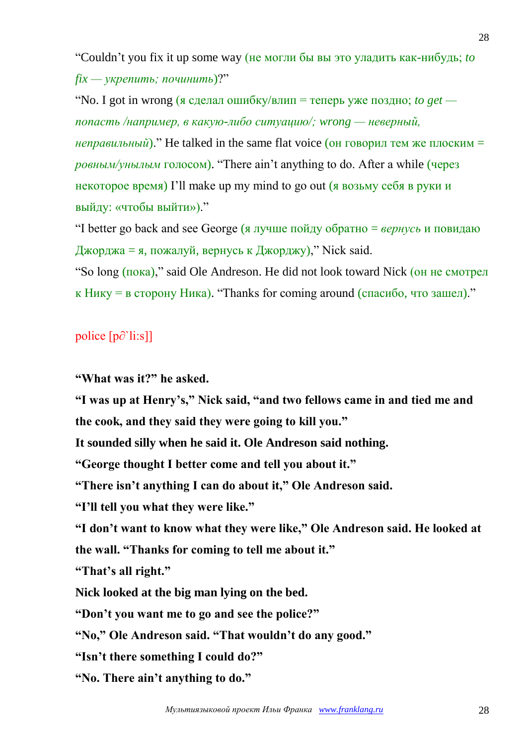“Couldn’t you fix it up some way (не могли бы вы это уладить как-нибудь; *to fix — укрепить; починить*)?”

“No. I got in wrong (я сделал ошибку/влип = теперь уже поздно; *to get — попасть /например, в какую-либо ситуацию/; wrong — неверный, неправильный*).” He talked in the same flat voice (он говорил тем же плоским = *ровным/унылым* голосом). “There ain’t anything to do. After a while (через некоторое время) I’ll make up my mind to go out (я возьму себя в руки и выйду: «чтобы выйти»).”

“I better go back and see George (я лучше пойду обратно = *вернусь* и повидаю Джорджа = я, пожалуй, вернусь к Джорджу),” Nick said.

“So long (пока),” said Ole Andreson. He did not look toward Nick (он не смотрел к Нику = в сторону Ника). “Thanks for coming around (спасибо, что зашел).”

police [p∂`li:s]]

**“What was it?” he asked.**

**“I was up at Henry’s,” Nick said, “and two fellows came in and tied me and the cook, and they said they were going to kill you.”**

**It sounded silly when he said it. Ole Andreson said nothing.**

**“George thought I better come and tell you about it.”**

**“There isn’t anything I can do about it,” Ole Andreson said.**

**“I’ll tell you what they were like.”**

**“I don’t want to know what they were like,” Ole Andreson said. He looked at the wall. “Thanks for coming to tell me about it.”**

**“That’s all right.”**

**Nick looked at the big man lying on the bed.**

**“Don’t you want me to go and see the police?”**

**“No,” Ole Andreson said. “That wouldn’t do any good.”**

**“Isn’t there something I could do?”**

**“No. There ain’t anything to do.”**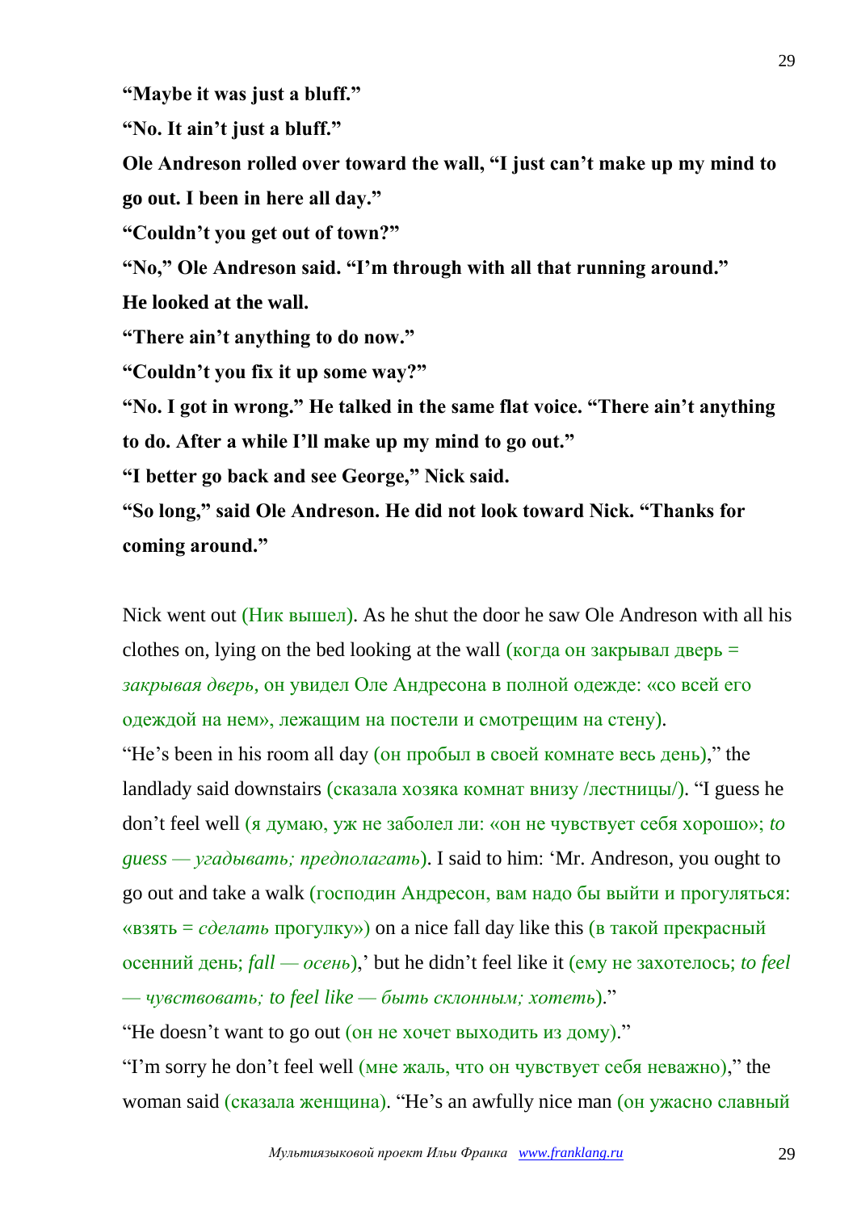**"Maybe it was just a bluff."**

**"No. It ain't just a bluff."**

**Ole Andreson rolled over toward the wall, "I just can't make up my mind to go out. I been in here all day."**

**"Couldn't you get out of town?"**

**"No," Ole Andreson said. "I'm through with all that running around."**

**He looked at the wall.**

**"There ain't anything to do now."**

**"Couldn't you fix it up some way?"**

**"No. I got in wrong." He talked in the same flat voice. "There ain't anything to do. After a while I'll make up my mind to go out."**

**"I better go back and see George," Nick said.**

**"So long," said Ole Andreson. He did not look toward Nick. "Thanks for coming around."**

Nick went out (Ник вышел). As he shut the door he saw Ole Andreson with all his clothes on, lying on the bed looking at the wall (когда он закрывал дверь = *закрывая дверь*, он увидел Оле Андресона в полной одежде: «со всей его одеждой на нем», лежащим на постели и смотрещим на стену).

"He's been in his room all day (он пробыл в своей комнате весь день)," the landlady said downstairs (сказала хозяка комнат внизу /лестницы/). "I guess he don't feel well (я думаю, уж не заболел ли: «он не чувствует себя хорошо»; *to guess — угадывать; предполагать*). I said to him: 'Mr. Andreson, you ought to go out and take a walk (господин Андресон, вам надо бы выйти и прогуляться: «взять = *сделать* прогулку») on a nice fall day like this (в такой прекрасный осенний день; *fall — осень*),' but he didn't feel like it (ему не захотелось; *to feel — чувствовать; to feel like — быть склонным; хотеть*)."

"He doesn't want to go out (он не хочет выходить из дому)."

"I'm sorry he don't feel well (мне жаль, что он чувствует себя неважно)," the woman said (сказала женщина). "He's an awfully nice man (он ужасно славный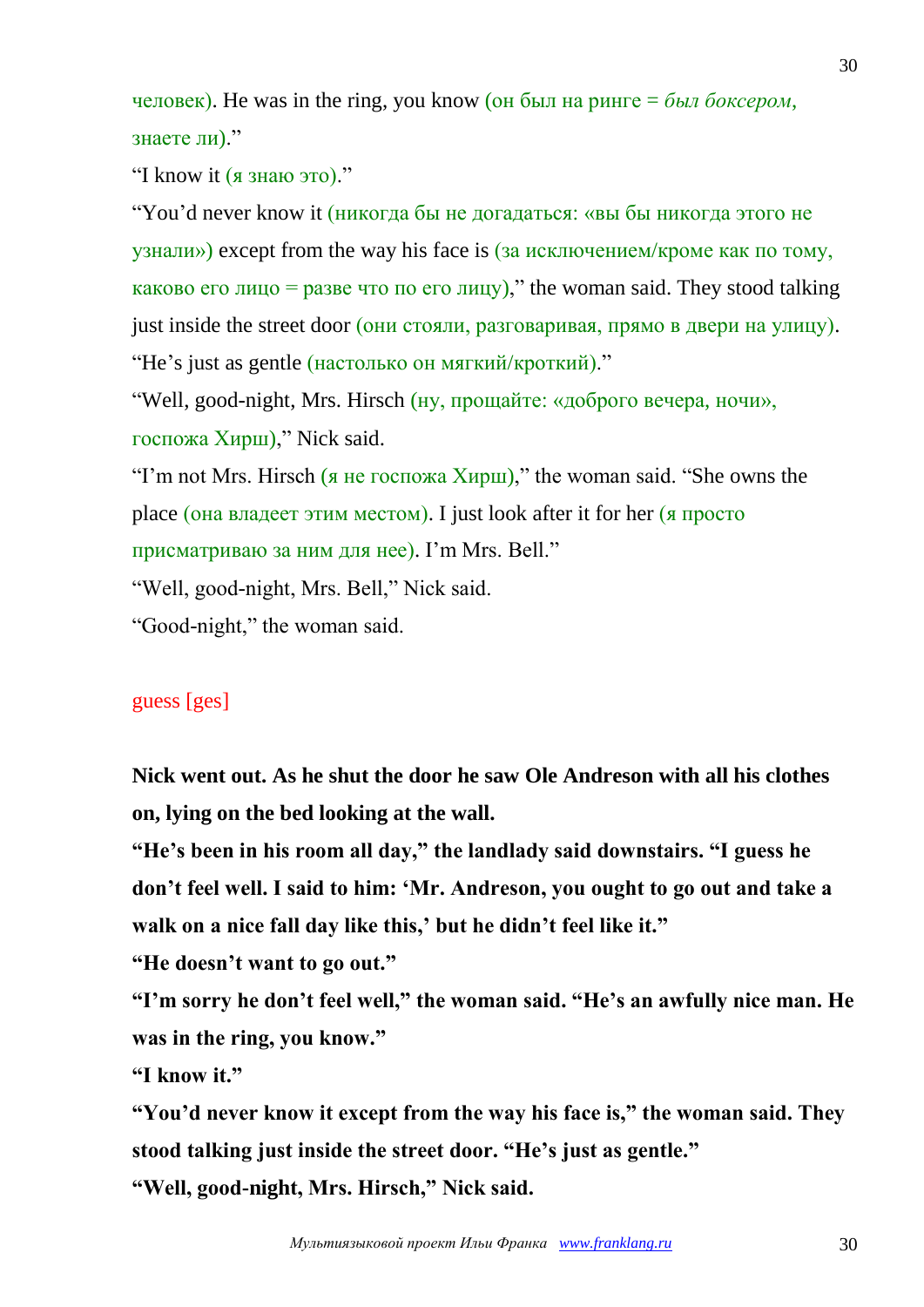человек). He was in the ring, you know (он был на ринге = *был боксером*, знаете ли)."

"I know it (я знаю это)."

"You'd never know it (никогда бы не догадаться: «вы бы никогда этого не узнали») except from the way his face is (за исключением/кроме как по тому, каково его лицо = разве что по его лицу)," the woman said. They stood talking just inside the street door (они стояли, разговаривая, прямо в двери на улицу). "He's just as gentle (настолько он мягкий/кроткий)."

"Well, good-night, Mrs. Hirsch (ну, прощайте: «доброго вечера, ночи», госпожа Хирш)," Nick said.

"I'm not Mrs. Hirsch (я не госпожа Хирш)," the woman said. "She owns the place (она владеет этим местом). I just look after it for her (я просто присматриваю за ним для нее). I'm Mrs. Bell."

"Well, good-night, Mrs. Bell," Nick said.

"Good-night," the woman said.

guess [ges]

**Nick went out. As he shut the door he saw Ole Andreson with all his clothes on, lying on the bed looking at the wall.**

**"He's been in his room all day," the landlady said downstairs. "I guess he don't feel well. I said to him: 'Mr. Andreson, you ought to go out and take a walk on a nice fall day like this,' but he didn't feel like it."**

**"He doesn't want to go out."**

**"I'm sorry he don't feel well," the woman said. "He's an awfully nice man. He was in the ring, you know."**

**"I know it."**

**"You'd never know it except from the way his face is," the woman said. They stood talking just inside the street door. "He's just as gentle."**

**"Well, good-night, Mrs. Hirsch," Nick said.**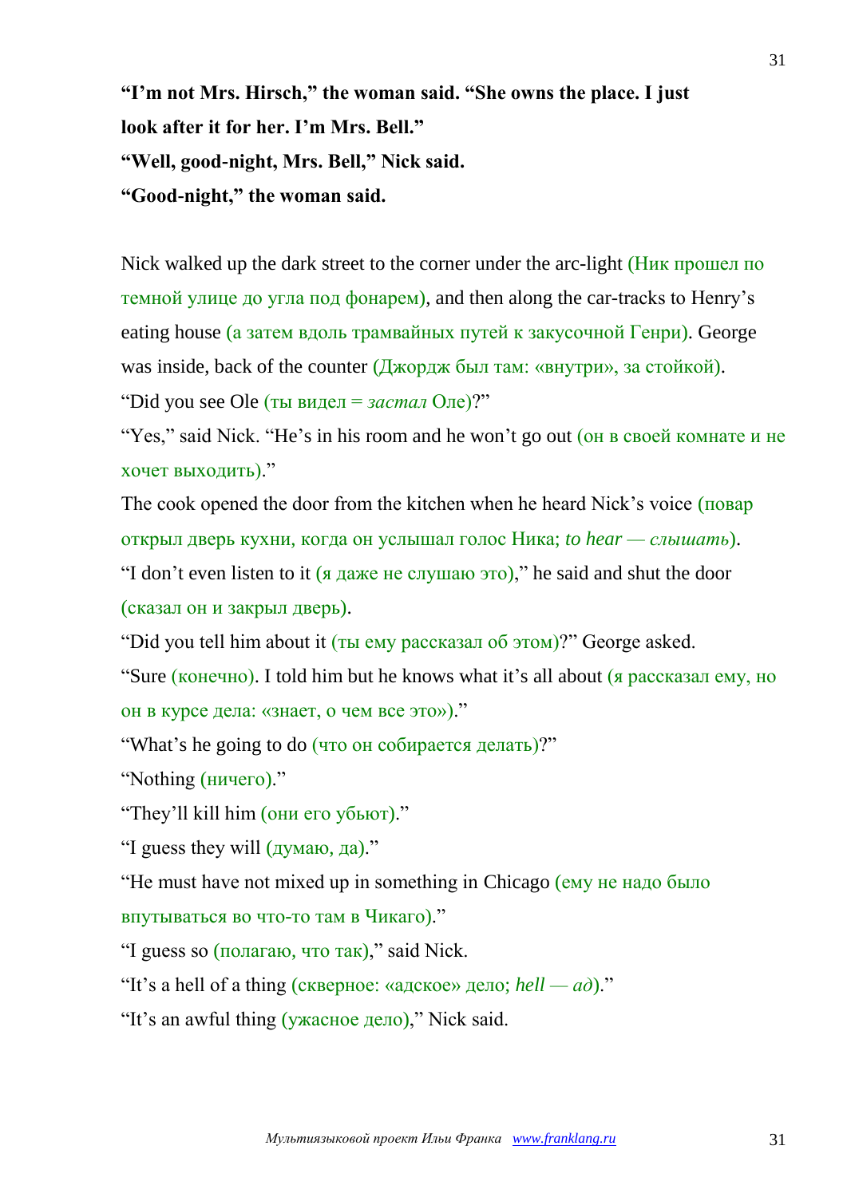**“I’m not Mrs. Hirsch,” the woman said. “She owns the place. I just look after it for her. I’m Mrs. Bell.”**

**“Well, good-night, Mrs. Bell,” Nick said.**

**“Good-night,” the woman said.**

Nick walked up the dark street to the corner under the arc-light (Ник прошел по темной улице до угла под фонарем), and then along the car-tracks to Henry’s eating house (а затем вдоль трамвайных путей к закусочной Генри). George was inside, back of the counter (Джордж был там: «внутри», за стойкой).

“Did you see Ole (ты видел = *застал* Оле)?”

“Yes,” said Nick. “He’s in his room and he won’t go out (он в своей комнате и не хочет выходить).”

The cook opened the door from the kitchen when he heard Nick’s voice (повар открыл дверь кухни, когда он услышал голос Ника; *to hear — слышать*).

“I don’t even listen to it (я даже не слушаю это),” he said and shut the door (сказал он и закрыл дверь).

“Did you tell him about it (ты ему рассказал об этом)?” George asked.

“Sure (конечно). I told him but he knows what it’s all about (я рассказал ему, но он в курсе дела: «знает, о чем все это»).”

“What’s he going to do (что он собирается делать)?”

“Nothing (ничего).”

“They’ll kill him (они его убьют).”

“I guess they will (думаю, да).”

“He must have not mixed up in something in Chicago (ему не надо было впутываться во что-то там в Чикаго).”

“I guess so (полагаю, что так),” said Nick.

“It’s a hell of a thing (скверное: «адское» дело; *hell — ад*).”

“It’s an awful thing (ужасное дело),” Nick said.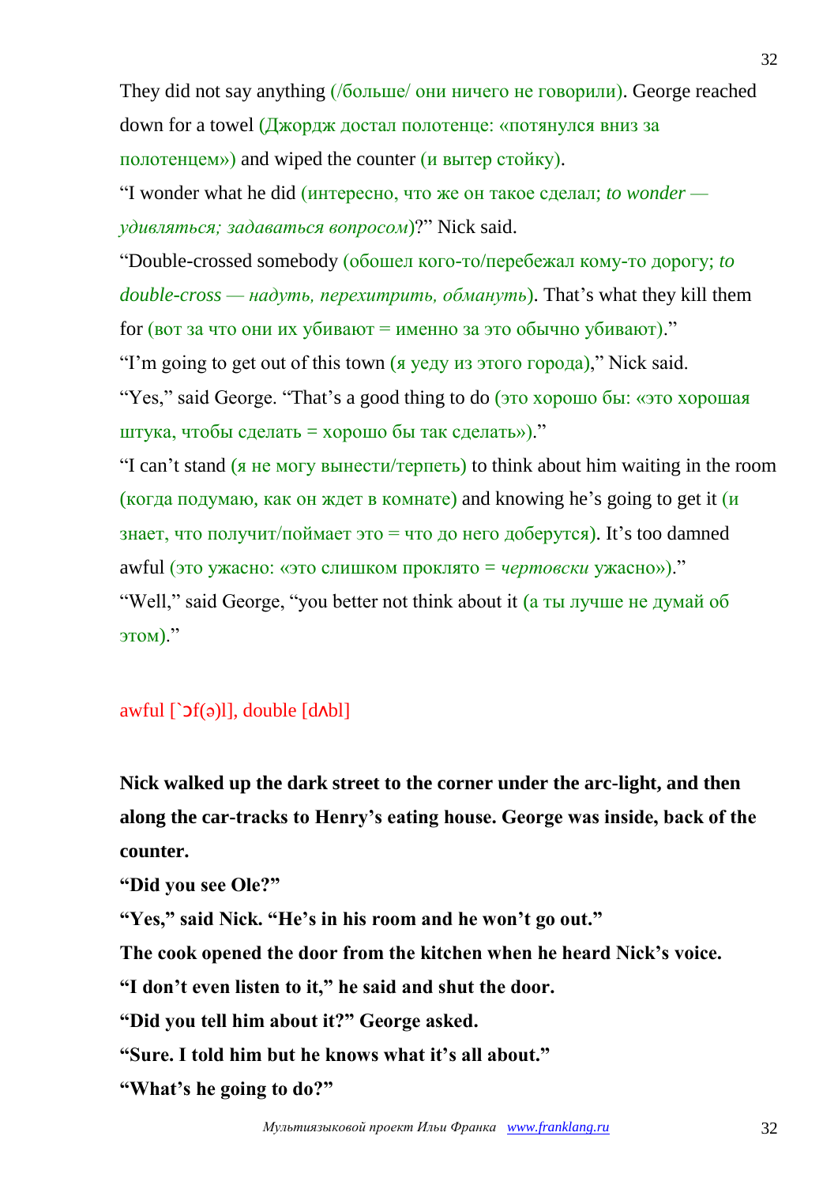They did not say anything (/больше/ они ничего не говорили). George reached down for a towel (Джордж достал полотенце: «потянулся вниз за полотенцем») and wiped the counter (и вытер стойку).

“I wonder what he did (интересно, что же он такое сделал; *to wonder — удивляться; задаваться вопросом*)?” Nick said.

“Double-crossed somebody (обошел кого-то/перебежал кому-то дорогу; *to double-cross — надуть, перехитрить, обмануть*). That’s what they kill them for (вот за что они их убивают = именно за это обычно убивают).”

“I’m going to get out of this town (я уеду из этого города),” Nick said.

“Yes,” said George. “That’s a good thing to do (это хорошо бы: «это хорошая штука, чтобы сделать = хорошо бы так сделать»).”

“I can’t stand (я не могу вынести/терпеть) to think about him waiting in the room (когда подумаю, как он ждет в комнате) and knowing he’s going to get it (и знает, что получит/поймает это = что до него доберутся). It’s too damned awful (это ужасно: «это слишком проклято = *чертовски* ужасно»).”

“Well,” said George, “you better not think about it (а ты лучше не думай об этом).”

awful [`ɔf(ə)l], double [dʌbl]

**Nick walked up the dark street to the corner under the arc-light, and then along the car-tracks to Henry’s eating house. George was inside, back of the counter.**

**“Did you see Ole?”**

**“Yes,” said Nick. “He’s in his room and he won’t go out.”**

**The cook opened the door from the kitchen when he heard Nick’s voice.**

**“I don’t even listen to it,” he said and shut the door.**

**“Did you tell him about it?” George asked.**

**“Sure. I told him but he knows what it’s all about.”**

**“What’s he going to do?”**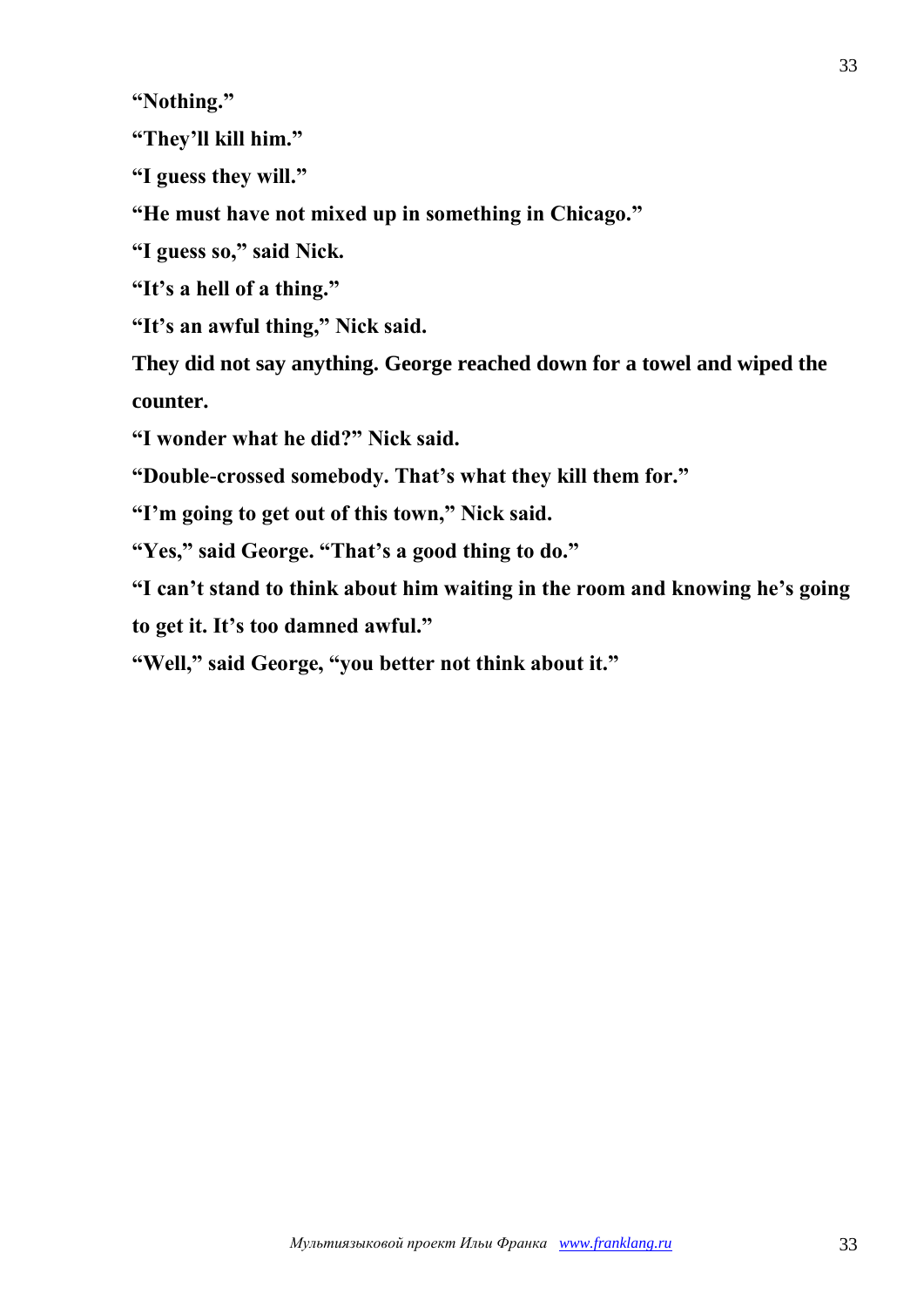**"Nothing."**

**"They'll kill him."**

**"I guess they will."**

**"He must have not mixed up in something in Chicago."**

**"I guess so," said Nick.**

**"It's a hell of a thing."**

**"It's an awful thing," Nick said.**

**They did not say anything. George reached down for a towel and wiped the counter.**

**"I wonder what he did?" Nick said.**

**"Double-crossed somebody. That's what they kill them for."**

**"I'm going to get out of this town," Nick said.**

**"Yes," said George. "That's a good thing to do."**

**"I can't stand to think about him waiting in the room and knowing he's going to get it. It's too damned awful."**

**"Well," said George, "you better not think about it."**